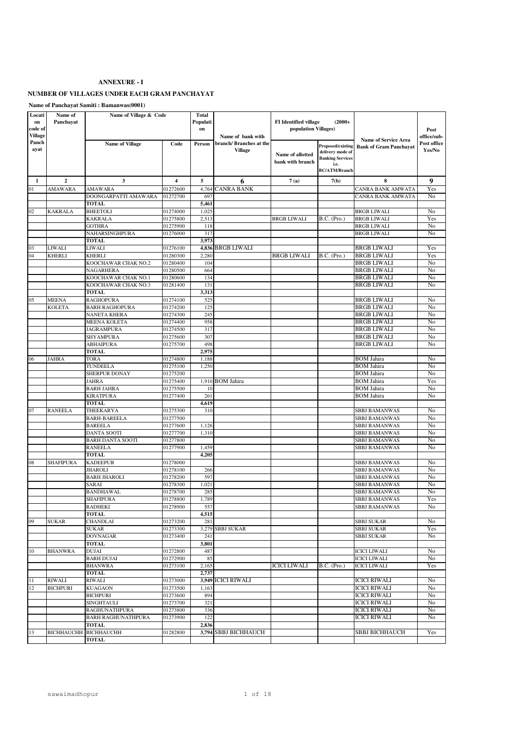**ANNEXURE - I**

**NUMBER OF VILLAGES UNDER EACH GRAM PANCHAYAT**

**Name of Panchayat Samiti : Bamanwas(0001)**

| Location code of Village Panchayat | Name of Panchayat | Name of Village & Code | | Total Population | Name of bank with branch/ Branches at the Village | FI Identified village (2000+ population Villages) | | Name of Service Area Bank of Gram Panchayat | Post office/sub-Post office Yes/No |
|---|---|---|---|---|---|---|---|---|---|
| | | Name of Village | Code | Person | | Name of allotted bank with branch | Proposed/existing delivery mode of Banking Services i.e. BC/ATM/Branch | | |
| 1 | 2 | 3 | 4 | 5 | 6 | 7 (a) | 7(b) | 8 | 9 |
| 01 | AMAWARA | AMAWARA | 01272600 | 4,764 | CANRA BANK | | | CANRA BANK AMWATA | Yes |
| | | DOONGARPATTI AMAWARA | 01272700 | 697 | | | | CANRA BANK AMWATA | No |
| | | TOTAL | | 5,461 | | | | | |
| 02 | KAKRALA | BHEETOLI | 01274000 | 1,025 | | | | BRGB LIWALI | No |
| | | KAKRALA | 01275800 | 2,513 | | BRGB LIWALI | B.C. (Pro.) | BRGB LIWALI | Yes |
| | | GOTHRA | 01275900 | 118 | | | | BRGB LIWALI | No |
| | | NAHARSINGHPURA | 01276000 | 317 | | | | BRGB LIWALI | No |
| | | TOTAL | | 3,973 | | | | | |
| 03 | LIWALI | LIWALI | 01276100 | 4,836 | BRGB LIWALI | | | BRGB LIWALI | Yes |
| 04 | KHERLI | KHERLI | 01280300 | 2,280 | | BRGB LIWALI | B.C. (Pro.) | BRGB LIWALI | Yes |
| | | KOOCHAWAR CHAK NO.2 | 01280400 | 104 | | | | BRGB LIWALI | No |
| | | NAGARHERA | 01280500 | 664 | | | | BRGB LIWALI | No |
| | | KOOCHAWAR CHAK NO.1 | 01280600 | 134 | | | | BRGB LIWALI | No |
| | | KOOCHAWAR CHAK NO.3 | 01281400 | 131 | | | | BRGB LIWALI | No |
| | | TOTAL | | 3,313 | | | | | |
| 05 | MEENA KOLETA | RAGHOPURA | 01274100 | 525 | | | | BRGB LIWALI | No |
| | | BARH RAGHOPURA | 01274200 | 125 | | | | BRGB LIWALI | No |
| | | NANETA KHERA | 01274300 | 245 | | | | BRGB LIWALI | No |
| | | MEENA KOLETA | 01274400 | 958 | | | | BRGB LIWALI | No |
| | | JAGRAMPURA | 01274500 | 317 | | | | BRGB LIWALI | No |
| | | SHYAMPURA | 01275600 | 307 | | | | BRGB LIWALI | No |
| | | ABHAIPURA | 01275700 | 498 | | | | BRGB LIWALI | No |
| | | TOTAL | | 2,975 | | | | | |
| 06 | JAHRA | TORA | 01274800 | 1,188 | | | | BOM Jahira | No |
| | | TUNDEELA | 01275100 | 1,250 | | | | BOM Jahira | No |
| | | SHERPUR DONAY | 01275200 | | | | | BOM Jahira | No |
| | | JAHRA | 01275400 | 1,910 | BOM Jahira | | | BOM Jahira | Yes |
| | | BARH JAHRA | 01275500 | 10 | | | | BOM Jahira | No |
| | | KIRATPURA | 01277400 | 261 | | | | BOM Jahira | No |
| | | TOTAL | | 4,619 | | | | | |
| 07 | RANEELA | THEEKARYA | 01275300 | 310 | | | | SBBJ BAMANWAS | No |
| | | BARH-BAREELA | 01277500 | | | | | SBBJ BAMANWAS | No |
| | | BAREELA | 01277600 | 1,126 | | | | SBBJ BAMANWAS | No |
| | | DANTA SOOTI | 01277700 | 1,310 | | | | SBBJ BAMANWAS | No |
| | | BARH DANTA SOOTI | 01277800 | | | | | SBBJ BAMANWAS | No |
| | | RANEELA | 01277900 | 1,459 | | | | SBBJ BAMANWAS | No |
| | | TOTAL | | 4,205 | | | | | |
| 08 | SHAFIPURA | KADEEPUR | 01278000 | | | | | SBBJ BAMANWAS | No |
| | | JHAROLI | 01278100 | 266 | | | | SBBJ BAMANWAS | No |
| | | BARH JHAROLI | 01278200 | 597 | | | | SBBJ BAMANWAS | No |
| | | SARAI | 01278300 | 1,021 | | | | SBBJ BAMANWAS | No |
| | | BANDHAWAL | 01278700 | 285 | | | | SBBJ BAMANWAS | No |
| | | SHAFIPURA | 01278800 | 1,789 | | | | SBBJ BAMANWAS | Yes |
| | | RADHEKI | 01278900 | 557 | | | | SBBJ BAMANWAS | No |
| | | TOTAL | | 4,515 | | | | | |
| 09 | SUKAR | CHANDLAI | 01273200 | 281 | | | | SBBJ SUKAR | No |
| | | SUKAR | 01273300 | 3,279 | SBBJ SUKAR | | | SBBJ SUKAR | Yes |
| | | DOVNAGAR | 01273400 | 241 | | | | SBBJ SUKAR | No |
| | | TOTAL | | 3,801 | | | | | |
| 10 | BHANWRA | DUJAI | 01272800 | 487 | | | | ICICI LIWALI | No |
| | | BARH DUJAI | 01272900 | 85 | | | | ICICI LIWALI | No |
| | | BHANWRA | 01273100 | 2,165 | | ICICI LIWALI | B.C. (Pro.) | ICICI LIWALI | Yes |
| | | TOTAL | | 2,737 | | | | | |
| 11 | RIWALI | RIWALI | 01273000 | 3,949 | ICICI RIWALI | | | ICICI RIWALI | No |
| 12 | BICHPURI | KUAGAON | 01273500 | 1,163 | | | | ICICI RIWALI | No |
| | | BICHPURI | 01273600 | 894 | | | | ICICI RIWALI | No |
| | | SINGHTAULI | 01273700 | 321 | | | | ICICI RIWALI | No |
| | | RAGHUNATHPURA | 01273800 | 336 | | | | ICICI RIWALI | No |
| | | BARH RAGHUNATHPURA | 01273900 | 122 | | | | ICICI RIWALI | No |
| | | TOTAL | | 2,836 | | | | | |
| 13 | BICHHAUCHH | BICHHAUCHH | 01282800 | 3,794 | SBBJ BICHHAUCH | | | SBBJ BICHHAUCH | Yes |
| | | TOTAL | | | | | | | |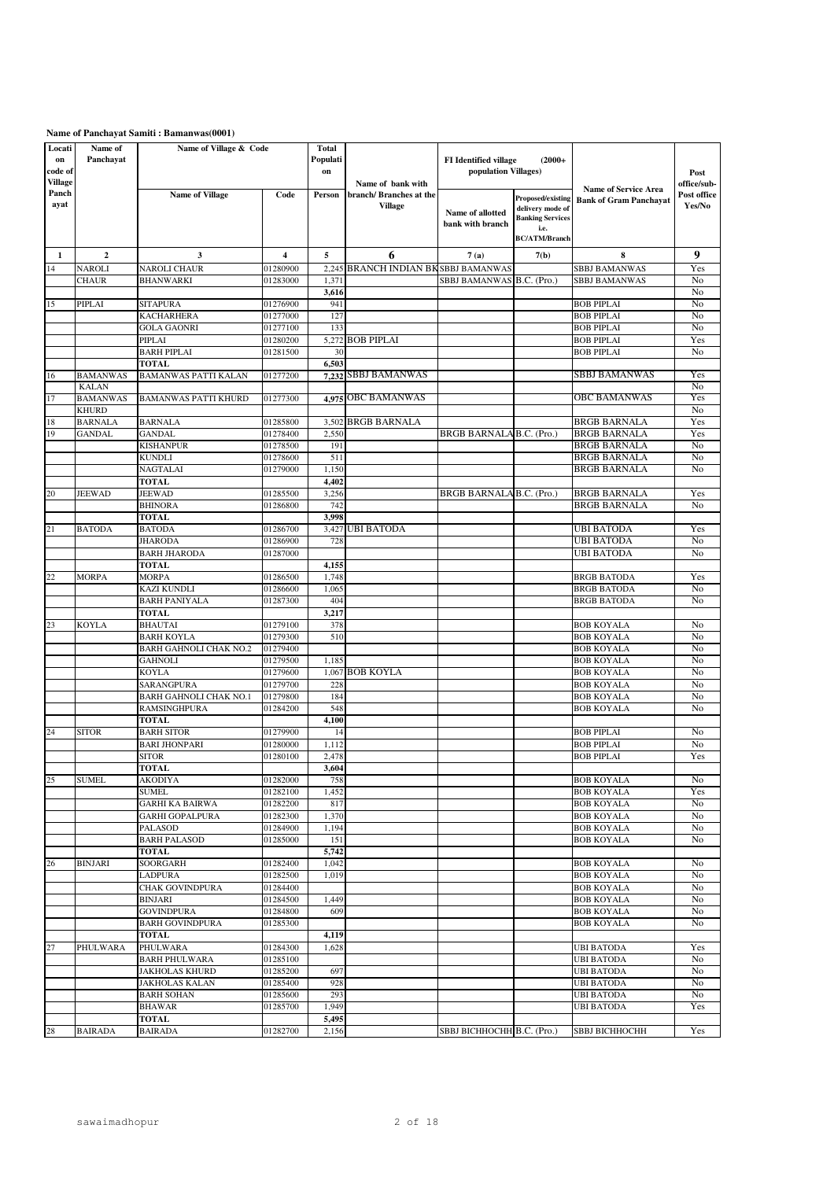**Name of Panchayat Samiti : Bamanwas(0001)**

| Location code of Village Panchayat | Name of Panchayat | Name of Village & Code | | Total Population | Name of bank with branch/ Branches at the Village | FI Identified village (2000+ population Villages) | | Name of Service Area Bank of Gram Panchayat | Post office/sub-Post office Yes/No |
|---|---|---|---|---|---|---|---|---|---|
| | | Name of Village | Code | Person | | Name of allotted bank with branch | Proposed/existing delivery mode of Banking Services i.e. BC/ATM/Branch | | |
| 1 | 2 | 3 | 4 | 5 | 6 | 7 (a) | 7(b) | 8 | 9 |
| 14 | NAROLI | NAROLI CHAUR | 01280900 | 2,245 | BRANCH INDIAN BK | SBBJ BAMANWAS | | SBBJ BAMANWAS | Yes |
| | CHAUR | BHANWARKI | 01283000 | 1,371 | | SBBJ BAMANWAS | B.C. (Pro.) | SBBJ BAMANWAS | No |
| | | | | 3,616 | | | | | No |
| 15 | PIPLAI | SITAPURA | 01276900 | 941 | | | | BOB PIPLAI | No |
| | | KACHARHERA | 01277000 | 127 | | | | BOB PIPLAI | No |
| | | GOLA GAONRI | 01277100 | 133 | | | | BOB PIPLAI | No |
| | | PIPLAI | 01280200 | 5,272 | BOB PIPLAI | | | BOB PIPLAI | Yes |
| | | BARH PIPLAI | 01281500 | 30 | | | | BOB PIPLAI | No |
| | | TOTAL | | 6,503 | | | | | |
| 16 | BAMANWAS | BAMANWAS PATTI KALAN | 01277200 | 7,232 | SBBJ BAMANWAS | | | SBBJ BAMANWAS | Yes |
| | KALAN | | | | | | | | No |
| 17 | BAMANWAS | BAMANWAS PATTI KHURD | 01277300 | 4,975 | OBC BAMANWAS | | | OBC BAMANWAS | Yes |
| | KHURD | | | | | | | | No |
| 18 | BARNALA | BARNALA | 01285800 | 3,502 | BRGB BARNALA | | | BRGB BARNALA | Yes |
| 19 | GANDAL | GANDAL | 01278400 | 2,550 | | BRGB BARNALA | B.C. (Pro.) | BRGB BARNALA | Yes |
| | | KISHANPUR | 01278500 | 191 | | | | BRGB BARNALA | No |
| | | KUNDLI | 01278600 | 511 | | | | BRGB BARNALA | No |
| | | NAGTALAI | 01279000 | 1,150 | | | | BRGB BARNALA | No |
| | | TOTAL | | 4,402 | | | | | |
| 20 | JEEWAD | JEEWAD | 01285500 | 3,256 | | BRGB BARNALA | B.C. (Pro.) | BRGB BARNALA | Yes |
| | | BHINORA | 01286800 | 742 | | | | BRGB BARNALA | No |
| | | TOTAL | | 3,998 | | | | | |
| 21 | BATODA | BATODA | 01286700 | 3,427 | UBI BATODA | | | UBI BATODA | Yes |
| | | JHARODA | 01286900 | 728 | | | | UBI BATODA | No |
| | | BARH JHARODA | 01287000 | | | | | UBI BATODA | No |
| | | TOTAL | | 4,155 | | | | | |
| 22 | MORPA | MORPA | 01286500 | 1,748 | | | | BRGB BATODA | Yes |
| | | KAZI KUNDLI | 01286600 | 1,065 | | | | BRGB BATODA | No |
| | | BARH PANIYALA | 01287300 | 404 | | | | BRGB BATODA | No |
| | | TOTAL | | 3,217 | | | | | |
| 23 | KOYLA | BHAUTAI | 01279100 | 378 | | | | BOB KOYALA | No |
| | | BARH KOYLA | 01279300 | 510 | | | | BOB KOYALA | No |
| | | BARH GAHNOLI CHAK NO.2 | 01279400 | | | | | BOB KOYALA | No |
| | | GAHNOLI | 01279500 | 1,185 | | | | BOB KOYALA | No |
| | | KOYLA | 01279600 | 1,067 | BOB KOYLA | | | BOB KOYALA | No |
| | | SARANGPURA | 01279700 | 228 | | | | BOB KOYALA | No |
| | | BARH GAHNOLI CHAK NO.1 | 01279800 | 184 | | | | BOB KOYALA | No |
| | | RAMSINGHPURA | 01284200 | 548 | | | | BOB KOYALA | No |
| | | TOTAL | | 4,100 | | | | | |
| 24 | SITOR | BARH SITOR | 01279900 | 14 | | | | BOB PIPLAI | No |
| | | BARI JHONPARI | 01280000 | 1,112 | | | | BOB PIPLAI | No |
| | | SITOR | 01280100 | 2,478 | | | | BOB PIPLAI | Yes |
| | | TOTAL | | 3,604 | | | | | |
| 25 | SUMEL | AKODIYA | 01282000 | 758 | | | | BOB KOYALA | No |
| | | SUMEL | 01282100 | 1,452 | | | | BOB KOYALA | Yes |
| | | GARHI KA BAIRWA | 01282200 | 817 | | | | BOB KOYALA | No |
| | | GARHI GOPALPURA | 01282300 | 1,370 | | | | BOB KOYALA | No |
| | | PALASOD | 01284900 | 1,194 | | | | BOB KOYALA | No |
| | | BARH PALASOD | 01285000 | 151 | | | | BOB KOYALA | No |
| | | TOTAL | | 5,742 | | | | | |
| 26 | BINJARI | SOORGARH | 01282400 | 1,042 | | | | BOB KOYALA | No |
| | | LADPURA | 01282500 | 1,019 | | | | BOB KOYALA | No |
| | | CHAK GOVINDPURA | 01284400 | | | | | BOB KOYALA | No |
| | | BINJARI | 01284500 | 1,449 | | | | BOB KOYALA | No |
| | | GOVINDPURA | 01284800 | 609 | | | | BOB KOYALA | No |
| | | BARH GOVINDPURA | 01285300 | | | | | BOB KOYALA | No |
| | | TOTAL | | 4,119 | | | | | |
| 27 | PHULWARA | PHULWARA | 01284300 | 1,628 | | | | UBI BATODA | Yes |
| | | BARH PHULWARA | 01285100 | | | | | UBI BATODA | No |
| | | JAKHOLAS KHURD | 01285200 | 697 | | | | UBI BATODA | No |
| | | JAKHOLAS KALAN | 01285400 | 928 | | | | UBI BATODA | No |
| | | BARH SOHAN | 01285600 | 293 | | | | UBI BATODA | No |
| | | BHAWAR | 01285700 | 1,949 | | | | UBI BATODA | Yes |
| | | TOTAL | | 5,495 | | | | | |
| 28 | BAIRADA | BAIRADA | 01282700 | 2,156 | | SBBJ BICHHOCHH | B.C. (Pro.) | SBBJ BICHHOCHH | Yes |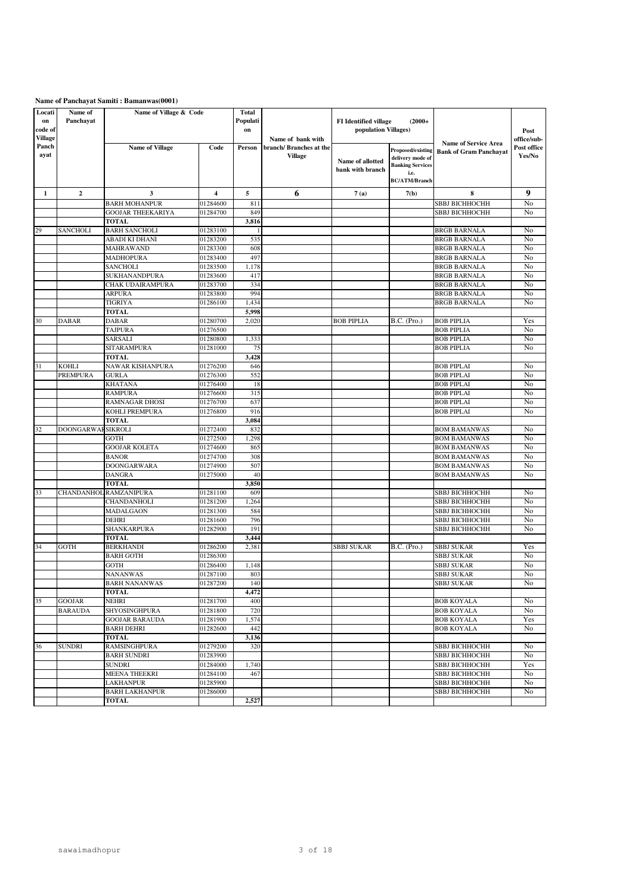**Name of Panchayat Samiti : Bamanwas(0001)**

| Location code of Village Panchayat | Name of Panchayat | Name of Village & Code | | Total Population | Name of bank with branch/ Branches at the Village | FI Identified village (2000+ population Villages) | | Name of Service Area Bank of Gram Panchayat | Post office/sub-Post office Yes/No |
|---|---|---|---|---|---|---|---|---|---|
| | | Name of Village | Code | Person | | Name of allotted bank with branch | Proposed/existing delivery mode of Banking Services i.e. BC/ATM/Branch | | |
| 1 | 2 | 3 | 4 | 5 | 6 | 7 (a) | 7(b) | 8 | 9 |
| | | BARH MOHANPUR | 01284600 | 811 | | | | SBBJ BICHHOCHH | No |
| | | GOOJAR THEEKARIYA | 01284700 | 849 | | | | SBBJ BICHHOCHH | No |
| | | **TOTAL** | | **3,816** | | | | | |
| 29 | SANCHOLI | BARH SANCHOLI | 01283100 | 1 | | | | BRGB BARNALA | No |
| | | ABADI KI DHANI | 01283200 | 535 | | | | BRGB BARNALA | No |
| | | MAHRAWAND | 01283300 | 608 | | | | BRGB BARNALA | No |
| | | MADHOPURA | 01283400 | 497 | | | | BRGB BARNALA | No |
| | | SANCHOLI | 01283500 | 1,178 | | | | BRGB BARNALA | No |
| | | SUKHANANDPURA | 01283600 | 417 | | | | BRGB BARNALA | No |
| | | CHAK UDAIRAMPURA | 01283700 | 334 | | | | BRGB BARNALA | No |
| | | ARPURA | 01283800 | 994 | | | | BRGB BARNALA | No |
| | | TIGRIYA | 01286100 | 1,434 | | | | BRGB BARNALA | No |
| | | **TOTAL** | | **5,998** | | | | | |
| 30 | DABAR | DABAR | 01280700 | 2,020 | | BOB PIPLIA | B.C. (Pro.) | BOB PIPLIA | Yes |
| | | TAJPURA | 01276500 | | | | | BOB PIPLIA | No |
| | | SARSALI | 01280800 | 1,333 | | | | BOB PIPLIA | No |
| | | SITARAMPURA | 01281000 | 75 | | | | BOB PIPLIA | No |
| | | **TOTAL** | | **3,428** | | | | | |
| 31 | KOHLI PREMPURA | NAWAR KISHANPURA | 01276200 | 646 | | | | BOB PIPLAI | No |
| | | GURLA | 01276300 | 552 | | | | BOB PIPLAI | No |
| | | KHATANA | 01276400 | 18 | | | | BOB PIPLAI | No |
| | | RAMPURA | 01276600 | 315 | | | | BOB PIPLAI | No |
| | | RAMNAGAR DHOSI | 01276700 | 637 | | | | BOB PIPLAI | No |
| | | KOHLI PREMPURA | 01276800 | 916 | | | | BOB PIPLAI | No |
| | | **TOTAL** | | **3,084** | | | | | |
| 32 | DOONGARWARA | SIKROLI | 01272400 | 832 | | | | BOM BAMANWAS | No |
| | | GOTH | 01272500 | 1,298 | | | | BOM BAMANWAS | No |
| | | GOOJAR KOLETA | 01274600 | 865 | | | | BOM BAMANWAS | No |
| | | BANOR | 01274700 | 308 | | | | BOM BAMANWAS | No |
| | | DOONGARWARA | 01274900 | 507 | | | | BOM BAMANWAS | No |
| | | DANGRA | 01275000 | 40 | | | | BOM BAMANWAS | No |
| | | **TOTAL** | | **3,850** | | | | | |
| 33 | CHANDANHOLI | RAMZANIPURA | 01281100 | 609 | | | | SBBJ BICHHOCHH | No |
| | | CHANDANHOLI | 01281200 | 1,264 | | | | SBBJ BICHHOCHH | No |
| | | MADALGAON | 01281300 | 584 | | | | SBBJ BICHHOCHH | No |
| | | DEHRI | 01281600 | 796 | | | | SBBJ BICHHOCHH | No |
| | | SHANKARPURA | 01282900 | 191 | | | | SBBJ BICHHOCHH | No |
| | | **TOTAL** | | **3,444** | | | | | |
| 34 | GOTH | BERKHANDI | 01286200 | 2,381 | | SBBJ SUKAR | B.C. (Pro.) | SBBJ SUKAR | Yes |
| | | BARH GOTH | 01286300 | | | | | SBBJ SUKAR | No |
| | | GOTH | 01286400 | 1,148 | | | | SBBJ SUKAR | No |
| | | NANANWAS | 01287100 | 803 | | | | SBBJ SUKAR | No |
| | | BARH NANANWAS | 01287200 | 140 | | | | SBBJ SUKAR | No |
| | | **TOTAL** | | **4,472** | | | | | |
| 35 | GOOJAR BARAUDA | NEHRI | 01281700 | 400 | | | | BOB KOYALA | No |
| | | SHYOSINGHPURA | 01281800 | 720 | | | | BOB KOYALA | No |
| | | GOOJAR BARAUDA | 01281900 | 1,574 | | | | BOB KOYALA | Yes |
| | | BARH DEHRI | 01282600 | 442 | | | | BOB KOYALA | No |
| | | **TOTAL** | | **3,136** | | | | | |
| 36 | SUNDRI | RAMSINGHPURA | 01279200 | 320 | | | | SBBJ BICHHOCHH | No |
| | | BARH SUNDRI | 01283900 | | | | | SBBJ BICHHOCHH | No |
| | | SUNDRI | 01284000 | 1,740 | | | | SBBJ BICHHOCHH | Yes |
| | | MEENA THEEKRI | 01284100 | 467 | | | | SBBJ BICHHOCHH | No |
| | | LAKHANPUR | 01285900 | | | | | SBBJ BICHHOCHH | No |
| | | BARH LAKHANPUR | 01286000 | | | | | SBBJ BICHHOCHH | No |
| | | **TOTAL** | | **2,527** | | | | | |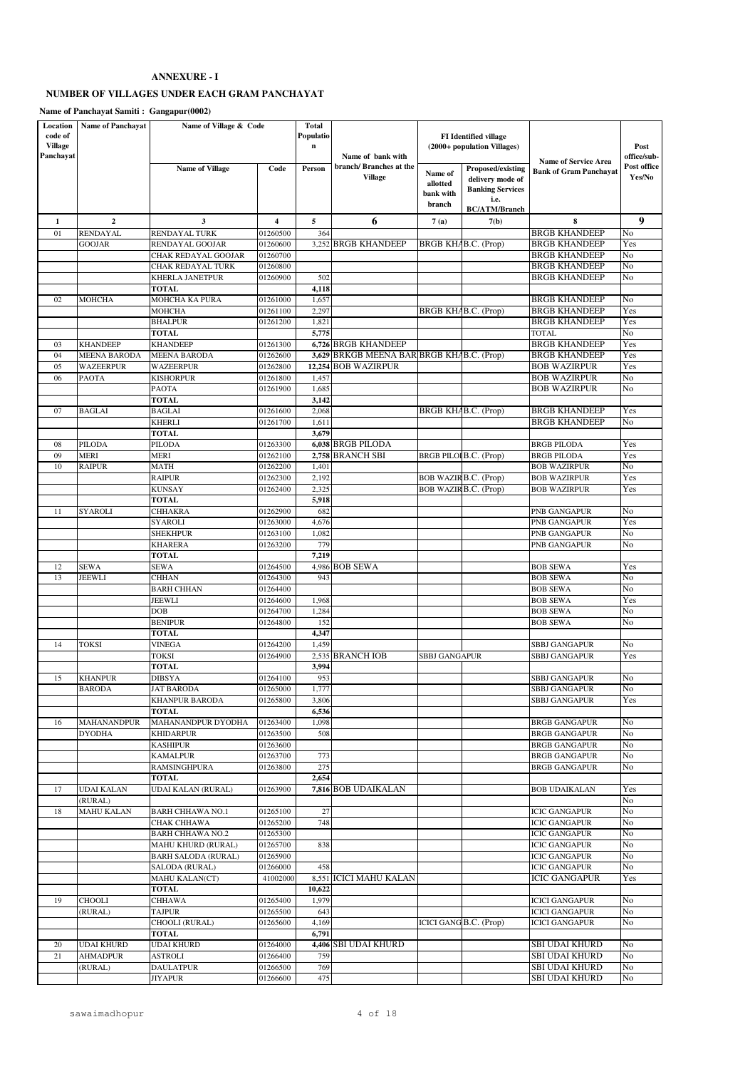**ANNEXURE - I**

**NUMBER OF VILLAGES UNDER EACH GRAM PANCHAYAT**

**Name of Panchayat Samiti : Gangapur(0002)**

| Location code of Village Panchayat | Name of Panchayat | Name of Village & Code | | Total Population | Name of bank with branch/ Branches at the Village | FI Identified village (2000+ population Villages) | | Name of Service Area Bank of Gram Panchayat | Post office/sub-Post office Yes/No |
|---|---|---|---|---|---|---|---|---|---|
| | | Name of Village | Code | Person | | Name of allotted bank with branch | Proposed/existing delivery mode of Banking Services i.e. BC/ATM/Branch | | |
| 1 | 2 | 3 | 4 | 5 | 6 | 7 (a) | 7(b) | 8 | 9 |
| 01 | RENDAYAL | RENDAYAL TURK | 01260500 | 364 | | | | BRGB KHANDEEP | No |
| | GOOJAR | RENDAYAL GOOJAR | 01260600 | 3,252 | BRGB KHANDEEP | BRGB KHA | B.C. (Prop) | BRGB KHANDEEP | Yes |
| | | CHAK REDAYAL GOOJAR | 01260700 | | | | | BRGB KHANDEEP | No |
| | | CHAK REDAYAL TURK | 01260800 | | | | | BRGB KHANDEEP | No |
| | | KHERLA JANETPUR | 01260900 | 502 | | | | BRGB KHANDEEP | No |
| | | **TOTAL** | | **4,118** | | | | | |
| 02 | MOHCHA | MOHCHA KA PURA | 01261000 | 1,657 | | | | BRGB KHANDEEP | No |
| | | MOHCHA | 01261100 | 2,297 | | BRGB KHA | B.C. (Prop) | BRGB KHANDEEP | Yes |
| | | BHALPUR | 01261200 | 1,821 | | | | BRGB KHANDEEP | Yes |
| | | **TOTAL** | | **5,775** | | | | TOTAL | No |
| 03 | KHANDEEP | KHANDEEP | 01261300 | **6,726** | BRGB KHANDEEP | | | BRGB KHANDEEP | Yes |
| 04 | MEENA BARODA | MEENA BARODA | 01262600 | **3,629** | BRKGB MEENA BAR | BRGB KHA | B.C. (Prop) | BRGB KHANDEEP | Yes |
| 05 | WAZEERPUR | WAZEERPUR | 01262800 | **12,254** | BOB WAZIRPUR | | | BOB WAZIRPUR | Yes |
| 06 | PAOTA | KISHORPUR | 01261800 | 1,457 | | | | BOB WAZIRPUR | No |
| | | PAOTA | 01261900 | 1,685 | | | | BOB WAZIRPUR | No |
| | | **TOTAL** | | **3,142** | | | | | |
| 07 | BAGLAI | BAGLAI | 01261600 | 2,068 | | BRGB KHA | B.C. (Prop) | BRGB KHANDEEP | Yes |
| | | KHERLI | 01261700 | 1,611 | | | | BRGB KHANDEEP | No |
| | | **TOTAL** | | **3,679** | | | | | |
| 08 | PILODA | PILODA | 01263300 | **6,038** | BRGB PILODA | | | BRGB PILODA | Yes |
| 09 | MERI | MERI | 01262100 | **2,758** | BRANCH SBI | BRGB PILOI | B.C. (Prop) | BRGB PILODA | Yes |
| 10 | RAIPUR | MATH | 01262200 | 1,401 | | | | BOB WAZIRPUR | No |
| | | RAIPUR | 01262300 | 2,192 | | BOB WAZIR | B.C. (Prop) | BOB WAZIRPUR | Yes |
| | | KUNSAY | 01262400 | 2,325 | | BOB WAZIR | B.C. (Prop) | BOB WAZIRPUR | Yes |
| | | **TOTAL** | | **5,918** | | | | | |
| 11 | SYAROLI | CHHAKRA | 01262900 | 682 | | | | PNB GANGAPUR | No |
| | | SYAROLI | 01263000 | 4,676 | | | | PNB GANGAPUR | Yes |
| | | SHEKHPUR | 01263100 | 1,082 | | | | PNB GANGAPUR | No |
| | | KHARERA | 01263200 | 779 | | | | PNB GANGAPUR | No |
| | | **TOTAL** | | **7,219** | | | | | |
| 12 | SEWA | SEWA | 01264500 | **4,986** | BOB SEWA | | | BOB SEWA | Yes |
| 13 | JEEWLI | CHHAN | 01264300 | 943 | | | | BOB SEWA | No |
| | | BARH CHHAN | 01264400 | | | | | BOB SEWA | No |
| | | JEEWLI | 01264600 | 1,968 | | | | BOB SEWA | Yes |
| | | DOB | 01264700 | 1,284 | | | | BOB SEWA | No |
| | | BENIPUR | 01264800 | 152 | | | | BOB SEWA | No |
| | | **TOTAL** | | **4,347** | | | | | |
| 14 | TOKSI | VINEGA | 01264200 | 1,459 | | | | SBBJ GANGAPUR | No |
| | | TOKSI | 01264900 | 2,535 | BRANCH IOB | SBBJ GANGAPUR | | SBBJ GANGAPUR | Yes |
| | | **TOTAL** | | **3,994** | | | | | |
| 15 | KHANPUR | DIBSYA | 01264100 | 953 | | | | SBBJ GANGAPUR | No |
| | BARODA | JAT BARODA | 01265000 | 1,777 | | | | SBBJ GANGAPUR | No |
| | | KHANPUR BARODA | 01265800 | 3,806 | | | | SBBJ GANGAPUR | Yes |
| | | **TOTAL** | | **6,536** | | | | | |
| 16 | MAHANANDPUR | MAHANANDPUR DYODHA | 01263400 | 1,098 | | | | BRGB GANGAPUR | No |
| | DYODHA | KHIDARPUR | 01263500 | 508 | | | | BRGB GANGAPUR | No |
| | | KASHIPUR | 01263600 | | | | | BRGB GANGAPUR | No |
| | | KAMALPUR | 01263700 | 773 | | | | BRGB GANGAPUR | No |
| | | RAMSINGHPURA | 01263800 | 275 | | | | BRGB GANGAPUR | No |
| | | **TOTAL** | | **2,654** | | | | | |
| 17 | UDAI KALAN | UDAI KALAN (RURAL) | 01263900 | **7,816** | BOB UDAIKALAN | | | BOB UDAIKALAN | Yes |
| | (RURAL) | | | | | | | | No |
| 18 | MAHU KALAN | BARH CHHAWA NO.1 | 01265100 | 27 | | | | ICIC GANGAPUR | No |
| | | CHAK CHHAWA | 01265200 | 748 | | | | ICIC GANGAPUR | No |
| | | BARH CHHAWA NO.2 | 01265300 | | | | | ICIC GANGAPUR | No |
| | | MAHU KHURD (RURAL) | 01265700 | 838 | | | | ICIC GANGAPUR | No |
| | | BARH SALODA (RURAL) | 01265900 | | | | | ICIC GANGAPUR | No |
| | | SALODA (RURAL) | 01266000 | 458 | | | | ICIC GANGAPUR | No |
| | | MAHU KALAN(CT) | 41002000 | 8,551 | ICICI MAHU KALAN | | | ICIC GANGAPUR | Yes |
| | | **TOTAL** | | **10,622** | | | | | |
| 19 | CHOOLI | CHHAWA | 01265400 | 1,979 | | | | ICICI GANGAPUR | No |
| | (RURAL) | TAJPUR | 01265500 | 643 | | | | ICICI GANGAPUR | No |
| | | CHOOLI (RURAL) | 01265600 | 4,169 | | ICICI GANG | B.C. (Prop) | ICICI GANGAPUR | No |
| | | **TOTAL** | | **6,791** | | | | | |
| 20 | UDAI KHURD | UDAI KHURD | 01264000 | **4,406** | SBI UDAI KHURD | | | SBI UDAI KHURD | No |
| 21 | AHMADPUR | ASTROLI | 01266400 | 759 | | | | SBI UDAI KHURD | No |
| | (RURAL) | DAULATPUR | 01266500 | 769 | | | | SBI UDAI KHURD | No |
| | | JIYAPUR | 01266600 | 475 | | | | SBI UDAI KHURD | No |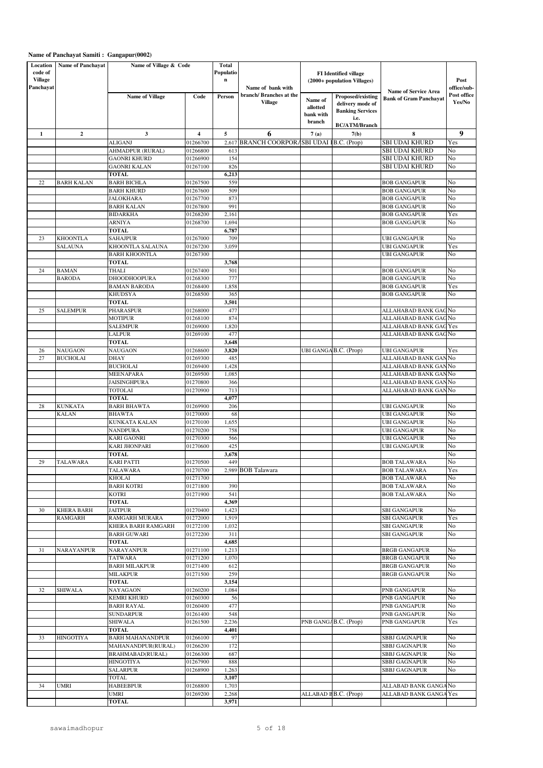**Name of Panchayat Samiti : Gangapur(0002)**

| Location code of Village Panchayat | Name of Panchayat | Name of Village & Code | | Total Population | Name of bank with branch/ Branches at the Village | FI Identified village (2000+ population Villages) | | Name of Service Area Bank of Gram Panchayat | Post office/sub-Post office Yes/No |
|---|---|---|---|---|---|---|---|---|---|
| | | Name of Village | Code | Person | | Name of allotted bank with branch | Proposed/existing delivery mode of Banking Services i.e. BC/ATM/Branch | | |
| 1 | 2 | 3 | 4 | 5 | 6 | 7 (a) | 7(b) | 8 | 9 |
| | | ALIGANJ | 01266700 | 2,617 | BRANCH COORPORA | SBI UDAI K | B.C. (Prop) | SBI UDAI KHURD | Yes |
| | | AHMADPUR (RURAL) | 01266800 | 613 | | | | SBI UDAI KHURD | No |
| | | GAONRI KHURD | 01266900 | 154 | | | | SBI UDAI KHURD | No |
| | | GAONRI KALAN | 01267100 | 826 | | | | SBI UDAI KHURD | No |
| | | TOTAL | | 6,213 | | | | | |
| 22 | BARH KALAN | BARH BICHLA | 01267500 | 559 | | | | BOB GANGAPUR | No |
| | | BARH KHURD | 01267600 | 509 | | | | BOB GANGAPUR | No |
| | | JALOKHARA | 01267700 | 873 | | | | BOB GANGAPUR | No |
| | | BARH KALAN | 01267800 | 991 | | | | BOB GANGAPUR | No |
| | | BIDARKHA | 01268200 | 2,161 | | | | BOB GANGAPUR | Yes |
| | | ARNIYA | 01268700 | 1,694 | | | | BOB GANGAPUR | No |
| | | TOTAL | | 6,787 | | | | | |
| 23 | KHOONTLA SALAUNA | SAHAJPUR | 01267000 | 709 | | | | UBI GANGAPUR | No |
| | | KHOONTLA SALAUNA | 01267200 | 3,059 | | | | UBI GANGAPUR | Yes |
| | | BARH KHOONTLA | 01267300 | | | | | UBI GANGAPUR | No |
| | | TOTAL | | 3,768 | | | | | |
| 24 | BAMAN BARODA | THALI | 01267400 | 501 | | | | BOB GANGAPUR | No |
| | | DHOODHOOPURA | 01268300 | 777 | | | | BOB GANGAPUR | No |
| | | BAMAN BARODA | 01268400 | 1,858 | | | | BOB GANGAPUR | Yes |
| | | KHUDSYA | 01268500 | 365 | | | | BOB GANGAPUR | No |
| | | TOTAL | | 3,501 | | | | | |
| 25 | SALEMPUR | PHARASPUR | 01268000 | 477 | | | | ALLAHABAD BANK GAG | No |
| | | MOTIPUR | 01268100 | 874 | | | | ALLAHABAD BANK GAG | No |
| | | SALEMPUR | 01269000 | 1,820 | | | | ALLAHABAD BANK GAG | Yes |
| | | LALPUR | 01269100 | 477 | | | | ALLAHABAD BANK GAG | No |
| | | TOTAL | | 3,648 | | | | | |
| 26 | NAUGAON | NAUGAON | 01268600 | 3,820 | | UBI GANGA | B.C. (Prop) | UBI GANGAPUR | Yes |
| 27 | BUCHOLAI | DHAY | 01269300 | 485 | | | | ALLAHABAD BANK GAN | No |
| | | BUCHOLAI | 01269400 | 1,428 | | | | ALLAHABAD BANK GAN | No |
| | | MEENAPARA | 01269500 | 1,085 | | | | ALLAHABAD BANK GAN | No |
| | | JAISINGHPURA | 01270800 | 366 | | | | ALLAHABAD BANK GAN | No |
| | | TOTOLAI | 01270900 | 713 | | | | ALLAHABAD BANK GAN | No |
| | | TOTAL | | 4,077 | | | | | |
| 28 | KUNKATA KALAN | BARH BHAWTA | 01269900 | 206 | | | | UBI GANGAPUR | No |
| | | BHAWTA | 01270000 | 68 | | | | UBI GANGAPUR | No |
| | | KUNKATA KALAN | 01270100 | 1,655 | | | | UBI GANGAPUR | No |
| | | NANDPURA | 01270200 | 758 | | | | UBI GANGAPUR | No |
| | | KARI GAONRI | 01270300 | 566 | | | | UBI GANGAPUR | No |
| | | KARI JHONPARI | 01270600 | 425 | | | | UBI GANGAPUR | No |
| | | TOTAL | | 3,678 | | | | | No |
| 29 | TALAWARA | KARI PATTI | 01270500 | 449 | | | | BOB TALAWARA | No |
| | | TALAWARA | 01270700 | 2,989 | BOB Talawara | | | BOB TALAWARA | Yes |
| | | KHOLAI | 01271700 | | | | | BOB TALAWARA | No |
| | | BARH KOTRI | 01271800 | 390 | | | | BOB TALAWARA | No |
| | | KOTRI | 01271900 | 541 | | | | BOB TALAWARA | No |
| | | TOTAL | | 4,369 | | | | | |
| 30 | KHERA BARH RAMGARH | JAITPUR | 01270400 | 1,423 | | | | SBI GANGAPUR | No |
| | | RAMGARH MURARA | 01272000 | 1,919 | | | | SBI GANGAPUR | Yes |
| | | KHERA BARH RAMGARH | 01272100 | 1,032 | | | | SBI GANGAPUR | No |
| | | BARH GUWARI | 01272200 | 311 | | | | SBI GANGAPUR | No |
| | | TOTAL | | 4,685 | | | | | |
| 31 | NARAYANPUR | NARAYANPUR | 01271100 | 1,213 | | | | BRGB GANGAPUR | No |
| | | TATWARA | 01271200 | 1,070 | | | | BRGB GANGAPUR | No |
| | | BARH MILAKPUR | 01271400 | 612 | | | | BRGB GANGAPUR | No |
| | | MILAKPUR | 01271500 | 259 | | | | BRGB GANGAPUR | No |
| | | TOTAL | | 3,154 | | | | | |
| 32 | SHIWALA | NAYAGAON | 01260200 | 1,084 | | | | PNB GANGAPUR | No |
| | | KEMRI KHURD | 01260300 | 56 | | | | PNB GANGAPUR | No |
| | | BARH RAYAL | 01260400 | 477 | | | | PNB GANGAPUR | No |
| | | SUNDARPUR | 01261400 | 548 | | | | PNB GANGAPUR | No |
| | | SHIWALA | 01261500 | 2,236 | | PNB GANGA | B.C. (Prop) | PNB GANGAPUR | Yes |
| | | TOTAL | | 4,401 | | | | | |
| 33 | HINGOTIYA | BARH MAHANANDPUR | 01266100 | 97 | | | | SBBJ GAGNAPUR | No |
| | | MAHANANDPUR(RURAL) | 01266200 | 172 | | | | SBBJ GAGNAPUR | No |
| | | BRAHMABAD(RURAL) | 01266300 | 687 | | | | SBBJ GAGNAPUR | No |
| | | HINGOTIYA | 01267900 | 888 | | | | SBBJ GAGNAPUR | No |
| | | SALARPUR | 01268900 | 1,263 | | | | SBBJ GAGNAPUR | No |
| | | TOTAL | | 3,107 | | | | | |
| 34 | UMRI | HABEEBPUR | 01268800 | 1,703 | | | | ALLABAD BANK GANGA | No |
| | | UMRI | 01269200 | 2,268 | | ALLABAD B | B.C. (Prop) | ALLABAD BANK GANGA | Yes |
| | | TOTAL | | 3,971 | | | | | |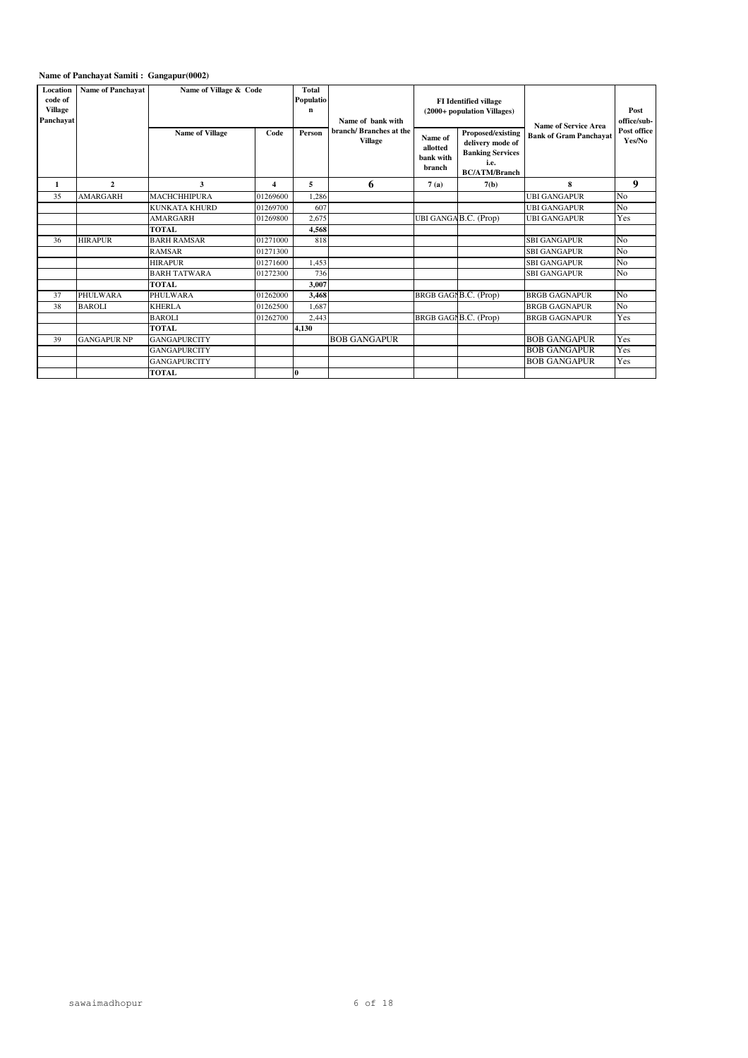**Name of Panchayat Samiti : Gangapur(0002)**

| Location code of Village Panchayat | Name of Panchayat | Name of Village & Code | | Total Population | Name of bank with branch/ Branches at the Village | FI Identified village (2000+ population Villages) | | Name of Service Area Bank of Gram Panchayat | Post office/sub-Post office Yes/No |
|---|---|---|---|---|---|---|---|---|---|
| | | Name of Village | Code | Person | | Name of allotted bank with branch | Proposed/existing delivery mode of Banking Services i.e. BC/ATM/Branch | | |
| 1 | 2 | 3 | 4 | 5 | 6 | 7 (a) | 7(b) | 8 | 9 |
| 35 | AMARGARH | MACHCHHIPURA | 01269600 | 1,286 | | | | UBI GANGAPUR | No |
| | | KUNKATA KHURD | 01269700 | 607 | | | | UBI GANGAPUR | No |
| | | AMARGARH | 01269800 | 2,675 | | UBI GANGA | B.C. (Prop) | UBI GANGAPUR | Yes |
| | | **TOTAL** | | **4,568** | | | | | |
| 36 | HIRAPUR | BARH RAMSAR | 01271000 | 818 | | | | SBI GANGAPUR | No |
| | | RAMSAR | 01271300 | | | | | SBI GANGAPUR | No |
| | | HIRAPUR | 01271600 | 1,453 | | | | SBI GANGAPUR | No |
| | | BARH TATWARA | 01272300 | 736 | | | | SBI GANGAPUR | No |
| | | **TOTAL** | | **3,007** | | | | | |
| 37 | PHULWARA | PHULWARA | 01262000 | **3,468** | | BRGB GAGN | B.C. (Prop) | BRGB GAGNAPUR | No |
| 38 | BAROLI | KHERLA | 01262500 | 1,687 | | | | BRGB GAGNAPUR | No |
| | | BAROLI | 01262700 | 2,443 | | BRGB GAGN | B.C. (Prop) | BRGB GAGNAPUR | Yes |
| | | **TOTAL** | | **4,130** | | | | | |
| 39 | GANGAPUR NP | GANGAPURCITY | | | BOB GANGAPUR | | | BOB GANGAPUR | Yes |
| | | GANGAPURCITY | | | | | | BOB GANGAPUR | Yes |
| | | GANGAPURCITY | | | | | | BOB GANGAPUR | Yes |
| | | **TOTAL** | | **0** | | | | | |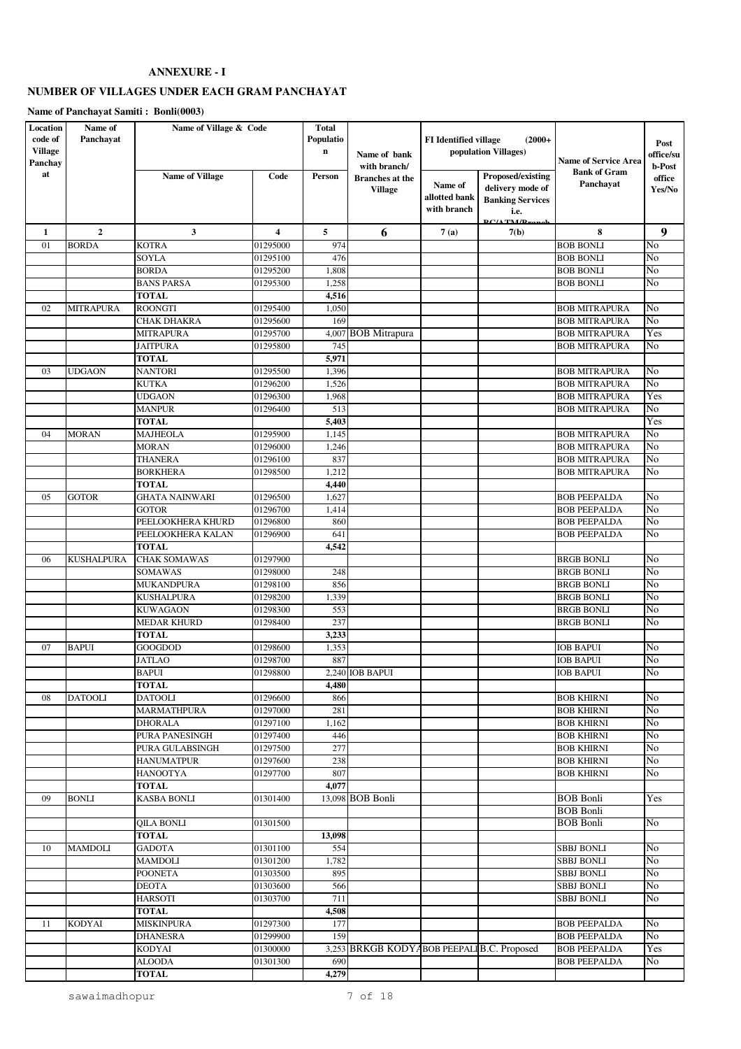**ANNEXURE - I**

**NUMBER OF VILLAGES UNDER EACH GRAM PANCHAYAT**

**Name of Panchayat Samiti : Bonli(0003)**

| Location code of Village Panchayat | Name of Panchayat | Name of Village & Code | | Total Population | Name of bank with branch/ Branches at the Village | FI Identified village (2000+ population Villages) | | Name of Service Area Bank of Gram Panchayat | Post office/sub-Post office Yes/No |
|---|---|---|---|---|---|---|---|---|---|
| | | Name of Village | Code | Person | | Name of allotted bank with branch | Proposed/existing delivery mode of Banking Services i.e. BC/ATM/Branch | | |
| 1 | 2 | 3 | 4 | 5 | 6 | 7 (a) | 7(b) | 8 | 9 |
| 01 | BORDA | KOTRA | 01295000 | 974 | | | | BOB BONLI | No |
| | | SOYLA | 01295100 | 476 | | | | BOB BONLI | No |
| | | BORDA | 01295200 | 1,808 | | | | BOB BONLI | No |
| | | BANS PARSA | 01295300 | 1,258 | | | | BOB BONLI | No |
| | | TOTAL | | 4,516 | | | | | |
| 02 | MITRAPURA | ROONGTI | 01295400 | 1,050 | | | | BOB MITRAPURA | No |
| | | CHAK DHAKRA | 01295600 | 169 | | | | BOB MITRAPURA | No |
| | | MITRAPURA | 01295700 | 4,007 | BOB Mitrapura | | | BOB MITRAPURA | Yes |
| | | JAITPURA | 01295800 | 745 | | | | BOB MITRAPURA | No |
| | | TOTAL | | 5,971 | | | | | |
| 03 | UDGAON | NANTORI | 01295500 | 1,396 | | | | BOB MITRAPURA | No |
| | | KUTKA | 01296200 | 1,526 | | | | BOB MITRAPURA | No |
| | | UDGAON | 01296300 | 1,968 | | | | BOB MITRAPURA | Yes |
| | | MANPUR | 01296400 | 513 | | | | BOB MITRAPURA | No |
| | | TOTAL | | 5,403 | | | | | Yes |
| 04 | MORAN | MAJHEOLA | 01295900 | 1,145 | | | | BOB MITRAPURA | No |
| | | MORAN | 01296000 | 1,246 | | | | BOB MITRAPURA | No |
| | | THANERA | 01296100 | 837 | | | | BOB MITRAPURA | No |
| | | BORKHERA | 01298500 | 1,212 | | | | BOB MITRAPURA | No |
| | | TOTAL | | 4,440 | | | | | |
| 05 | GOTOR | GHATA NAINWARI | 01296500 | 1,627 | | | | BOB PEEPALDA | No |
| | | GOTOR | 01296700 | 1,414 | | | | BOB PEEPALDA | No |
| | | PEELOOKHERA KHURD | 01296800 | 860 | | | | BOB PEEPALDA | No |
| | | PEELOOKHERA KALAN | 01296900 | 641 | | | | BOB PEEPALDA | No |
| | | TOTAL | | 4,542 | | | | | |
| 06 | KUSHALPURA | CHAK SOMAWAS | 01297900 | | | | | BRGB BONLI | No |
| | | SOMAWAS | 01298000 | 248 | | | | BRGB BONLI | No |
| | | MUKANDPURA | 01298100 | 856 | | | | BRGB BONLI | No |
| | | KUSHALPURA | 01298200 | 1,339 | | | | BRGB BONLI | No |
| | | KUWAGAON | 01298300 | 553 | | | | BRGB BONLI | No |
| | | MEDAR KHURD | 01298400 | 237 | | | | BRGB BONLI | No |
| | | TOTAL | | 3,233 | | | | | |
| 07 | BAPUI | GOOGDOD | 01298600 | 1,353 | | | | IOB BAPUI | No |
| | | JATLAO | 01298700 | 887 | | | | IOB BAPUI | No |
| | | BAPUI | 01298800 | 2,240 | IOB BAPUI | | | IOB BAPUI | No |
| | | TOTAL | | 4,480 | | | | | |
| 08 | DATOOLI | DATOOLI | 01296600 | 866 | | | | BOB KHIRNI | No |
| | | MARMATHPURA | 01297000 | 281 | | | | BOB KHIRNI | No |
| | | DHORALA | 01297100 | 1,162 | | | | BOB KHIRNI | No |
| | | PURA PANESINGH | 01297400 | 446 | | | | BOB KHIRNI | No |
| | | PURA GULABSINGH | 01297500 | 277 | | | | BOB KHIRNI | No |
| | | HANUMATPUR | 01297600 | 238 | | | | BOB KHIRNI | No |
| | | HANOOTYA | 01297700 | 807 | | | | BOB KHIRNI | No |
| | | TOTAL | | 4,077 | | | | | |
| 09 | BONLI | KASBA BONLI | 01301400 | 13,098 | BOB Bonli | | | BOB Bonli | Yes |
| | | | | | | | | BOB Bonli | |
| | | QILA BONLI | 01301500 | | | | | BOB Bonli | No |
| | | TOTAL | | 13,098 | | | | | |
| 10 | MAMDOLI | GADOTA | 01301100 | 554 | | | | SBBJ BONLI | No |
| | | MAMDOLI | 01301200 | 1,782 | | | | SBBJ BONLI | No |
| | | POONETA | 01303500 | 895 | | | | SBBJ BONLI | No |
| | | DEOTA | 01303600 | 566 | | | | SBBJ BONLI | No |
| | | HARSOTI | 01303700 | 711 | | | | SBBJ BONLI | No |
| | | TOTAL | | 4,508 | | | | | |
| 11 | KODYAI | MISKINPURA | 01297300 | 177 | | | | BOB PEEPALDA | No |
| | | DHANESRA | 01299900 | 159 | | | | BOB PEEPALDA | No |
| | | KODYAI | 01300000 | 3,253 | BRKGB KODYA | BOB PEEPAL | B.C. Proposed | BOB PEEPALDA | Yes |
| | | ALOODA | 01301300 | 690 | | | | BOB PEEPALDA | No |
| | | TOTAL | | 4,279 | | | | | |

sawaimadhopur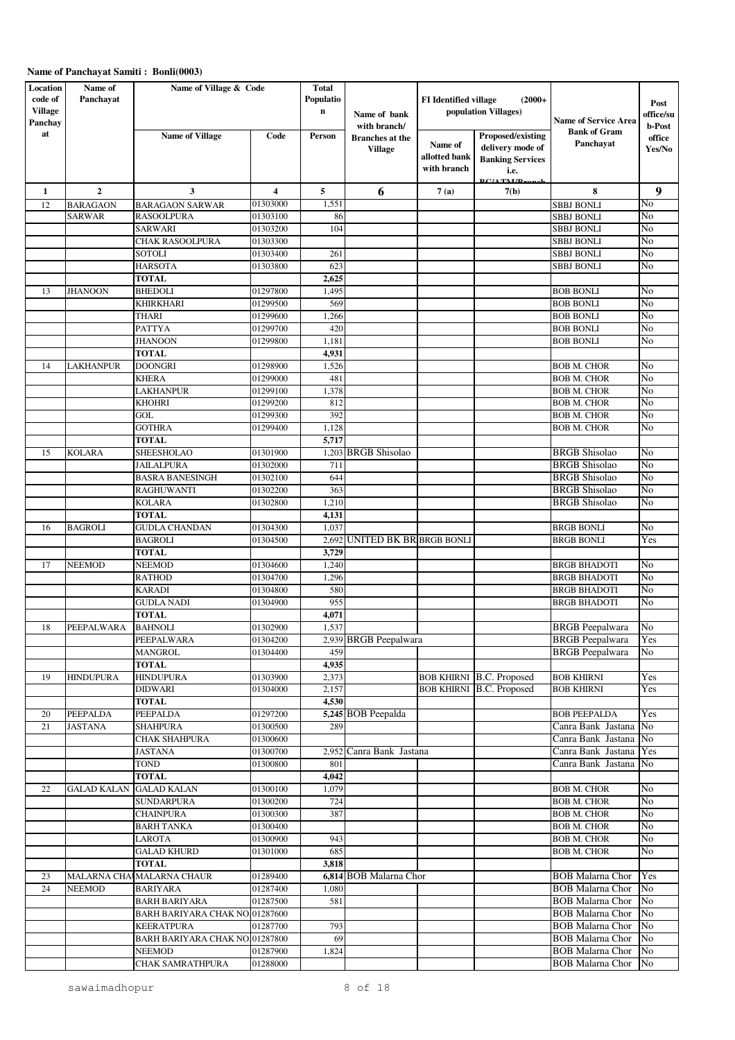**Name of Panchayat Samiti : Bonli(0003)**

| Location code of Village Panchayat | Name of Panchayat | Name of Village & Code | | Total Population | Name of bank with branch/ Branches at the Village | FI Identified village (2000+ population Villages) | | Name of Service Area Bank of Gram Panchayat | Post office/sub-Post office Yes/No |
|---|---|---|---|---|---|---|---|---|---|
| | | Name of Village | Code | Person | | Name of allotted bank with branch | Proposed/existing delivery mode of Banking Services i.e. BC/ATM/Branch | | |
| 1 | 2 | 3 | 4 | 5 | 6 | 7 (a) | 7(b) | 8 | 9 |
| 12 | BARAGAON SARWAR | BARAGAON SARWAR | 01303000 | 1,551 | | | | SBBJ BONLI | No |
| | | RASOOLPURA | 01303100 | 86 | | | | SBBJ BONLI | No |
| | | SARWARI | 01303200 | 104 | | | | SBBJ BONLI | No |
| | | CHAK RASOOLPURA | 01303300 | | | | | SBBJ BONLI | No |
| | | SOTOLI | 01303400 | 261 | | | | SBBJ BONLI | No |
| | | HARSOTA | 01303800 | 623 | | | | SBBJ BONLI | No |
| | | TOTAL | | 2,625 | | | | | |
| 13 | JHANOON | BHEDOLI | 01297800 | 1,495 | | | | BOB BONLI | No |
| | | KHIRKHARI | 01299500 | 569 | | | | BOB BONLI | No |
| | | THARI | 01299600 | 1,266 | | | | BOB BONLI | No |
| | | PATTYA | 01299700 | 420 | | | | BOB BONLI | No |
| | | JHANOON | 01299800 | 1,181 | | | | BOB BONLI | No |
| | | TOTAL | | 4,931 | | | | | |
| 14 | LAKHANPUR | DOONGRI | 01298900 | 1,526 | | | | BOB M. CHOR | No |
| | | KHERA | 01299000 | 481 | | | | BOB M. CHOR | No |
| | | LAKHANPUR | 01299100 | 1,378 | | | | BOB M. CHOR | No |
| | | KHOHRI | 01299200 | 812 | | | | BOB M. CHOR | No |
| | | GOL | 01299300 | 392 | | | | BOB M. CHOR | No |
| | | GOTHRA | 01299400 | 1,128 | | | | BOB M. CHOR | No |
| | | TOTAL | | 5,717 | | | | | |
| 15 | KOLARA | SHEESHOLAO | 01301900 | 1,203 | BRGB Shisolao | | | BRGB Shisolao | No |
| | | JAILALPURA | 01302000 | 711 | | | | BRGB Shisolao | No |
| | | BASRA BANESINGH | 01302100 | 644 | | | | BRGB Shisolao | No |
| | | RAGHUWANTI | 01302200 | 363 | | | | BRGB Shisolao | No |
| | | KOLARA | 01302800 | 1,210 | | | | BRGB Shisolao | No |
| | | TOTAL | | 4,131 | | | | | |
| 16 | BAGROLI | GUDLA CHANDAN | 01304300 | 1,037 | | | | BRGB BONLI | No |
| | | BAGROLI | 01304500 | 2,692 | UNITED BK BR | BRGB BONLI | | BRGB BONLI | Yes |
| | | TOTAL | | 3,729 | | | | | |
| 17 | NEEMOD | NEEMOD | 01304600 | 1,240 | | | | BRGB BHADOTI | No |
| | | RATHOD | 01304700 | 1,296 | | | | BRGB BHADOTI | No |
| | | KARADI | 01304800 | 580 | | | | BRGB BHADOTI | No |
| | | GUDLA NADI | 01304900 | 955 | | | | BRGB BHADOTI | No |
| | | TOTAL | | 4,071 | | | | | |
| 18 | PEEPALWARA | BAHNOLI | 01302900 | 1,537 | | | | BRGB Peepalwara | No |
| | | PEEPALWARA | 01304200 | 2,939 | BRGB Peepalwara | | | BRGB Peepalwara | Yes |
| | | MANGROL | 01304400 | 459 | | | | BRGB Peepalwara | No |
| | | TOTAL | | 4,935 | | | | | |
| 19 | HINDUPURA | HINDUPURA | 01303900 | 2,373 | | BOB KHIRNI | B.C. Proposed | BOB KHIRNI | Yes |
| | | DIDWARI | 01304000 | 2,157 | | BOB KHIRNI | B.C. Proposed | BOB KHIRNI | Yes |
| | | TOTAL | | 4,530 | | | | | |
| 20 | PEEPALDA | PEEPALDA | 01297200 | 5,245 | BOB Peepalda | | | BOB PEEPALDA | Yes |
| 21 | JASTANA | SHAHPURA | 01300500 | 289 | | | | Canra Bank Jastana | No |
| | | CHAK SHAHPURA | 01300600 | | | | | Canra Bank Jastana | No |
| | | JASTANA | 01300700 | 2,952 | Canra Bank Jastana | | | Canra Bank Jastana | Yes |
| | | TOND | 01300800 | 801 | | | | Canra Bank Jastana | No |
| | | TOTAL | | 4,042 | | | | | |
| 22 | GALAD KALAN | GALAD KALAN | 01300100 | 1,079 | | | | BOB M. CHOR | No |
| | | SUNDARPURA | 01300200 | 724 | | | | BOB M. CHOR | No |
| | | CHAINPURA | 01300300 | 387 | | | | BOB M. CHOR | No |
| | | BARH TANKA | 01300400 | | | | | BOB M. CHOR | No |
| | | LAROTA | 01300900 | 943 | | | | BOB M. CHOR | No |
| | | GALAD KHURD | 01301000 | 685 | | | | BOB M. CHOR | No |
| | | TOTAL | | 3,818 | | | | | |
| 23 | MALARNA CHA | MALARNA CHAUR | 01289400 | 6,814 | BOB Malarna Chor | | | BOB Malarna Chor | Yes |
| 24 | NEEMOD | BARIYARA | 01287400 | 1,080 | | | | BOB Malarna Chor | No |
| | | BARH BARIYARA | 01287500 | 581 | | | | BOB Malarna Chor | No |
| | | BARH BARIYARA CHAK NO | 01287600 | | | | | BOB Malarna Chor | No |
| | | KEERATPURA | 01287700 | 793 | | | | BOB Malarna Chor | No |
| | | BARH BARIYARA CHAK NO | 01287800 | 69 | | | | BOB Malarna Chor | No |
| | | NEEMOD | 01287900 | 1,824 | | | | BOB Malarna Chor | No |
| | | CHAK SAMRATHPURA | 01288000 | | | | | BOB Malarna Chor | No |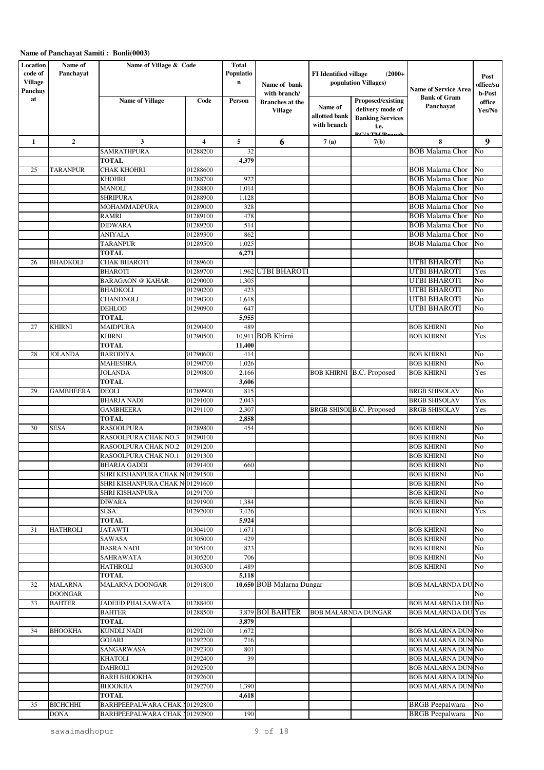**Name of Panchayat Samiti : Bonli(0003)**

| Location code of Village Panchayat | Name of Panchayat | Name of Village & Code | | Total Population | Name of bank with branch/ Branches at the Village | FI Identified village (2000+ population Villages) | | Name of Service Area Bank of Gram Panchayat | Post office/sub-Post office Yes/No |
|---|---|---|---|---|---|---|---|---|---|
| | | Name of Village | Code | Person | | Name of allotted bank with branch | Proposed/existing delivery mode of Banking Services i.e. BC/ATM/Branch | | |
| 1 | 2 | 3 | 4 | 5 | 6 | 7(a) | 7(b) | 8 | 9 |
| | | SAMRATHPURA | 01288200 | 32 | | | | BOB Malarna Chor | No |
| | | TOTAL | | 4,379 | | | | | |
| 25 | TARANPUR | CHAK KHOHRI | 01288600 | | | | | BOB Malarna Chor | No |
| | | KHOHRI | 01288700 | 922 | | | | BOB Malarna Chor | No |
| | | MANOLI | 01288800 | 1,014 | | | | BOB Malarna Chor | No |
| | | SHRIPURA | 01288900 | 1,128 | | | | BOB Malarna Chor | No |
| | | MOHAMMADPURA | 01289000 | 328 | | | | BOB Malarna Chor | No |
| | | RAMRI | 01289100 | 478 | | | | BOB Malarna Chor | No |
| | | DIDWARA | 01289200 | 514 | | | | BOB Malarna Chor | No |
| | | ANIYALA | 01289300 | 862 | | | | BOB Malarna Chor | No |
| | | TARANPUR | 01289500 | 1,025 | | | | BOB Malarna Chor | No |
| | | TOTAL | | 6,271 | | | | | |
| 26 | BHADKOLI | CHAK BHAROTI | 01289600 | | | | | UTBI BHAROTI | No |
| | | BHAROTI | 01289700 | 1,962 | UTBI BHAROTI | | | UTBI BHAROTI | Yes |
| | | BARAGAON @ KAHAR | 01290000 | 1,305 | | | | UTBI BHAROTI | No |
| | | BHADKOLI | 01290200 | 423 | | | | UTBI BHAROTI | No |
| | | CHANDNOLI | 01290300 | 1,618 | | | | UTBI BHAROTI | No |
| | | DEHLOD | 01290900 | 647 | | | | UTBI BHAROTI | No |
| | | TOTAL | | 5,955 | | | | | |
| 27 | KHIRNI | MAIDPURA | 01290400 | 489 | | | | BOB KHIRNI | No |
| | | KHIRNI | 01290500 | 10,911 | BOB Khirni | | | BOB KHIRNI | Yes |
| | | TOTAL | | 11,400 | | | | | |
| 28 | JOLANDA | BARODIYA | 01290600 | 414 | | | | BOB KHIRNI | No |
| | | MAHESHRA | 01290700 | 1,026 | | | | BOB KHIRNI | No |
| | | JOLANDA | 01290800 | 2,166 | | BOB KHIRNI | B.C. Proposed | BOB KHIRNI | Yes |
| | | TOTAL | | 3,606 | | | | | |
| 29 | GAMBHEERA | DEOLI | 01289900 | 815 | | | | BRGB SHISOLAV | No |
| | | BHARJA NADI | 01291000 | 2,043 | | | | BRGB SHISOLAV | Yes |
| | | GAMBHEERA | 01291100 | 2,307 | | BRGB SHISOL | B.C. Proposed | BRGB SHISOLAV | Yes |
| | | TOTAL | | 2,858 | | | | | |
| 30 | SESA | RASOOLPURA | 01289800 | 454 | | | | BOB KHIRNI | No |
| | | RASOOLPURA CHAK NO.3 | 01290100 | | | | | BOB KHIRNI | No |
| | | RASOOLPURA CHAK NO.2 | 01291200 | | | | | BOB KHIRNI | No |
| | | RASOOLPURA CHAK NO.1 | 01291300 | | | | | BOB KHIRNI | No |
| | | BHARJA GADDI | 01291400 | 660 | | | | BOB KHIRNI | No |
| | | SHRI KISHANPURA CHAK N | 01291500 | | | | | BOB KHIRNI | No |
| | | SHRI KISHANPURA CHAK N | 01291600 | | | | | BOB KHIRNI | No |
| | | SHRI KISHANPURA | 01291700 | | | | | BOB KHIRNI | No |
| | | DIWARA | 01291900 | 1,384 | | | | BOB KHIRNI | No |
| | | SESA | 01292000 | 3,426 | | | | BOB KHIRNI | Yes |
| | | TOTAL | | 5,924 | | | | | |
| 31 | HATHROLI | JATAWTI | 01304100 | 1,671 | | | | BOB KHIRNI | No |
| | | SAWASA | 01305000 | 429 | | | | BOB KHIRNI | No |
| | | BASRA NADI | 01305100 | 823 | | | | BOB KHIRNI | No |
| | | SAHRAWATA | 01305200 | 706 | | | | BOB KHIRNI | No |
| | | HATHROLI | 01305300 | 1,489 | | | | BOB KHIRNI | No |
| | | TOTAL | | 5,118 | | | | | |
| 32 | MALARNA DOONGAR | MALARNA DOONGAR | 01291800 | 10,650 | BOB Malarna Dungar | | | BOB MALARNDA DU | No |
| | | | | | | | | | No |
| 33 | BAHTER | JADEED PHALSAWATA | 01288400 | | | | | BOB MALARNDA DU | No |
| | | BAHTER | 01288500 | 3,879 | BOI BAHTER | BOB MALARNDA DUNGAR | | BOB MALARNDA DU | Yes |
| | | TOTAL | | 3,879 | | | | | |
| 34 | BHOOKHA | KUNDLI NADI | 01292100 | 1,672 | | | | BOB MALARNA DUN | No |
| | | GOJARI | 01292200 | 716 | | | | BOB MALARNA DUN | No |
| | | SANGARWASA | 01292300 | 801 | | | | BOB MALARNA DUN | No |
| | | KHATOLI | 01292400 | 39 | | | | BOB MALARNA DUN | No |
| | | DAHROLI | 01292500 | | | | | BOB MALARNA DUN | No |
| | | BARH BHOOKHA | 01292600 | | | | | BOB MALARNA DUN | No |
| | | BHOOKHA | 01292700 | 1,390 | | | | BOB MALARNA DUN | No |
| | | TOTAL | | 4,618 | | | | | |
| 35 | BICHCHHI DONA | BARHPEEPALWARA CHAK N | 01292800 | | | | | BRGB Peepalwara | No |
| | | BARHPEEPALWARA CHAK N | 01292900 | 190 | | | | BRGB Peepalwara | No |

sawaimadhopur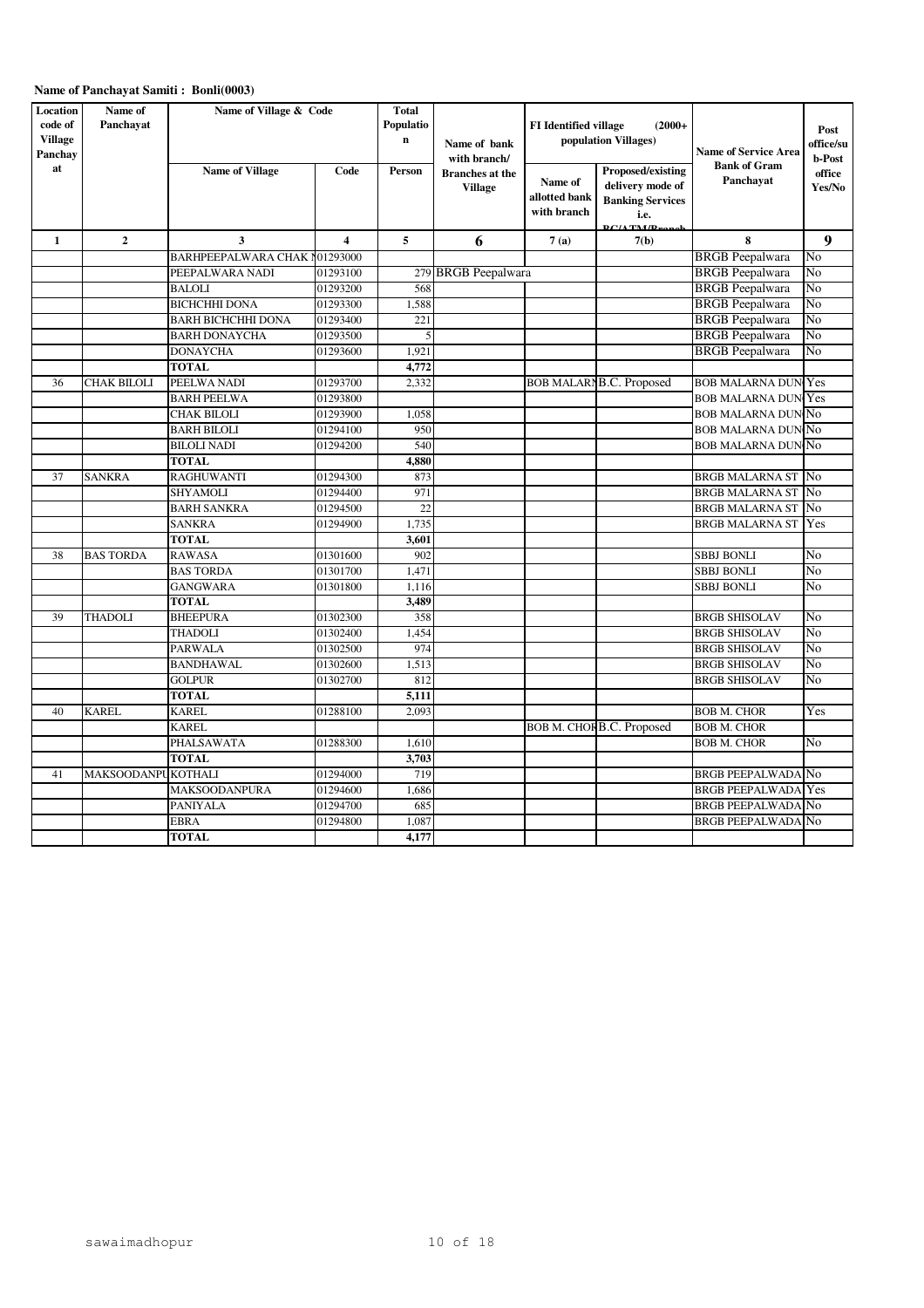**Name of Panchayat Samiti : Bonli(0003)**

| Location code of Village Panchayat | Name of Panchayat | Name of Village & Code | | Total Population | Name of bank with branch/ Branches at the Village | FI Identified village (2000+ population Villages) | | Name of Service Area Bank of Gram Panchayat | Post office/sub-Post office Yes/No |
|---|---|---|---|---|---|---|---|---|---|
| | | Name of Village | Code | Person | | Name of allotted bank with branch | Proposed/existing delivery mode of Banking Services i.e. BC/ATM/Branch | | |
| 1 | 2 | 3 | 4 | 5 | 6 | 7 (a) | 7(b) | 8 | 9 |
| | | BARHPEEPALWARA CHAK N | 01293000 | | | | | BRGB Peepalwara | No |
| | | PEEPALWARA NADI | 01293100 | 279 | BRGB Peepalwara | | | BRGB Peepalwara | No |
| | | BALOLI | 01293200 | 568 | | | | BRGB Peepalwara | No |
| | | BICHCHHI DONA | 01293300 | 1,588 | | | | BRGB Peepalwara | No |
| | | BARH BICHCHHI DONA | 01293400 | 221 | | | | BRGB Peepalwara | No |
| | | BARH DONAYCHA | 01293500 | 5 | | | | BRGB Peepalwara | No |
| | | DONAYCHA | 01293600 | 1,921 | | | | BRGB Peepalwara | No |
| | | TOTAL | | 4,772 | | | | | |
| 36 | CHAK BILOLI | PEELWA NADI | 01293700 | 2,332 | | BOB MALARN | B.C. Proposed | BOB MALARNA DUN | Yes |
| | | BARH PEELWA | 01293800 | | | | | BOB MALARNA DUN | Yes |
| | | CHAK BILOLI | 01293900 | 1,058 | | | | BOB MALARNA DUN | No |
| | | BARH BILOLI | 01294100 | 950 | | | | BOB MALARNA DUN | No |
| | | BILOLI NADI | 01294200 | 540 | | | | BOB MALARNA DUN | No |
| | | TOTAL | | 4,880 | | | | | |
| 37 | SANKRA | RAGHUWANTI | 01294300 | 873 | | | | BRGB MALARNA ST | No |
| | | SHYAMOLI | 01294400 | 971 | | | | BRGB MALARNA ST | No |
| | | BARH SANKRA | 01294500 | 22 | | | | BRGB MALARNA ST | No |
| | | SANKRA | 01294900 | 1,735 | | | | BRGB MALARNA ST | Yes |
| | | TOTAL | | 3,601 | | | | | |
| 38 | BAS TORDA | RAWASA | 01301600 | 902 | | | | SBBJ BONLI | No |
| | | BAS TORDA | 01301700 | 1,471 | | | | SBBJ BONLI | No |
| | | GANGWARA | 01301800 | 1,116 | | | | SBBJ BONLI | No |
| | | TOTAL | | 3,489 | | | | | |
| 39 | THADOLI | BHEEPURA | 01302300 | 358 | | | | BRGB SHISOLAV | No |
| | | THADOLI | 01302400 | 1,454 | | | | BRGB SHISOLAV | No |
| | | PARWALA | 01302500 | 974 | | | | BRGB SHISOLAV | No |
| | | BANDHAWAL | 01302600 | 1,513 | | | | BRGB SHISOLAV | No |
| | | GOLPUR | 01302700 | 812 | | | | BRGB SHISOLAV | No |
| | | TOTAL | | 5,111 | | | | | |
| 40 | KAREL | KAREL | 01288100 | 2,093 | | | | BOB M. CHOR | Yes |
| | | KAREL | | | | BOB M. CHOR | B.C. Proposed | BOB M. CHOR | |
| | | PHALSAWATA | 01288300 | 1,610 | | | | BOB M. CHOR | No |
| | | TOTAL | | 3,703 | | | | | |
| 41 | MAKSOODANPU | KOTHALI | 01294000 | 719 | | | | BRGB PEEPALWADA | No |
| | | MAKSOODANPURA | 01294600 | 1,686 | | | | BRGB PEEPALWADA | Yes |
| | | PANIYALA | 01294700 | 685 | | | | BRGB PEEPALWADA | No |
| | | EBRA | 01294800 | 1,087 | | | | BRGB PEEPALWADA | No |
| | | TOTAL | | 4,177 | | | | | |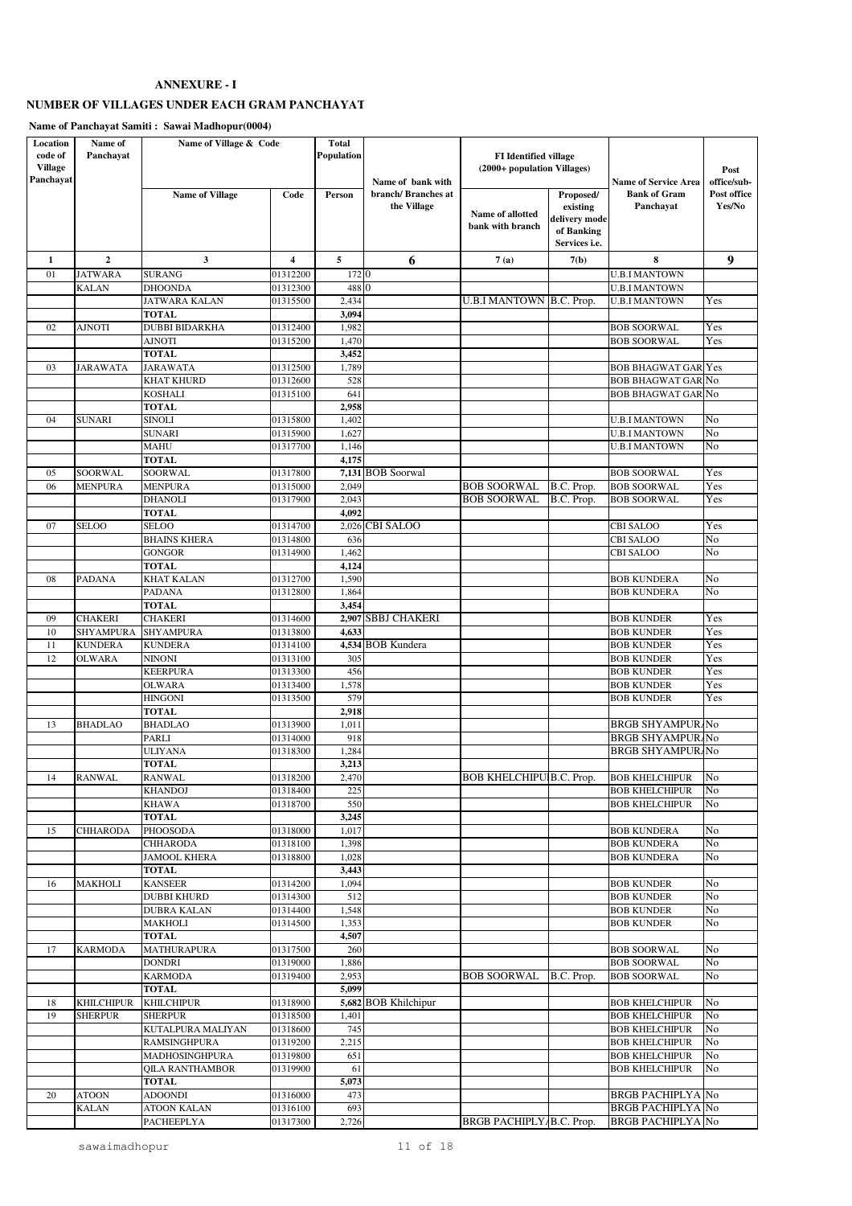**ANNEXURE - I**

**NUMBER OF VILLAGES UNDER EACH GRAM PANCHAYAT**

**Name of Panchayat Samiti : Sawai Madhopur(0004)**

| Location code of Village Panchayat | Name of Panchayat | Name of Village & Code | | Total Population | Name of bank with branch/ Branches at the Village | FI Identified village (2000+ population Villages) | | Name of Service Area Bank of Gram Panchayat | Post office/sub-Post office Yes/No |
|---|---|---|---|---|---|---|---|---|---|
| | | Name of Village | Code | Person | | Name of allotted bank with branch | Proposed/ existing delivery mode of Banking Services i.e. | | |
| 1 | 2 | 3 | 4 | 5 | 6 | 7 (a) | 7(b) | 8 | 9 |
| 01 | JATWARA | SURANG | 01312200 | 172 | 0 | | | U.B.I MANTOWN | |
| | KALAN | DHOONDA | 01312300 | 488 | 0 | | | U.B.I MANTOWN | |
| | | JATWARA KALAN | 01315500 | 2,434 | | U.B.I MANTOWN | B.C. Prop. | U.B.I MANTOWN | Yes |
| | | **TOTAL** | | **3,094** | | | | | |
| 02 | AJNOTI | DUBBI BIDARKHA | 01312400 | 1,982 | | | | BOB SOORWAL | Yes |
| | | AJNOTI | 01315200 | 1,470 | | | | BOB SOORWAL | Yes |
| | | **TOTAL** | | **3,452** | | | | | |
| 03 | JARAWATA | JARAWATA | 01312500 | 1,789 | | | | BOB BHAGWAT GAR | Yes |
| | | KHAT KHURD | 01312600 | 528 | | | | BOB BHAGWAT GAR | No |
| | | KOSHALI | 01315100 | 641 | | | | BOB BHAGWAT GAR | No |
| | | **TOTAL** | | **2,958** | | | | | |
| 04 | SUNARI | SINOLI | 01315800 | 1,402 | | | | U.B.I MANTOWN | No |
| | | SUNARI | 01315900 | 1,627 | | | | U.B.I MANTOWN | No |
| | | MAHU | 01317700 | 1,146 | | | | U.B.I MANTOWN | No |
| | | **TOTAL** | | **4,175** | | | | | |
| 05 | SOORWAL | SOORWAL | 01317800 | **7,131** | BOB Soorwal | | | BOB SOORWAL | Yes |
| 06 | MENPURA | MENPURA | 01315000 | 2,049 | | BOB SOORWAL | B.C. Prop. | BOB SOORWAL | Yes |
| | | DHANOLI | 01317900 | 2,043 | | BOB SOORWAL | B.C. Prop. | BOB SOORWAL | Yes |
| | | **TOTAL** | | **4,092** | | | | | |
| 07 | SELOO | SELOO | 01314700 | 2,026 | CBI SALOO | | | CBI SALOO | Yes |
| | | BHAINS KHERA | 01314800 | 636 | | | | CBI SALOO | No |
| | | GONGOR | 01314900 | 1,462 | | | | CBI SALOO | No |
| | | **TOTAL** | | **4,124** | | | | | |
| 08 | PADANA | KHAT KALAN | 01312700 | 1,590 | | | | BOB KUNDERA | No |
| | | PADANA | 01312800 | 1,864 | | | | BOB KUNDERA | No |
| | | **TOTAL** | | **3,454** | | | | | |
| 09 | CHAKERI | CHAKERI | 01314600 | **2,907** | SBBJ CHAKERI | | | BOB KUNDER | Yes |
| 10 | SHYAMPURA | SHYAMPURA | 01313800 | **4,633** | | | | BOB KUNDER | Yes |
| 11 | KUNDERA | KUNDERA | 01314100 | **4,534** | BOB Kundera | | | BOB KUNDER | Yes |
| 12 | OLWARA | NINONI | 01313100 | 305 | | | | BOB KUNDER | Yes |
| | | KEERPURA | 01313300 | 456 | | | | BOB KUNDER | Yes |
| | | OLWARA | 01313400 | 1,578 | | | | BOB KUNDER | Yes |
| | | HINGONI | 01313500 | 579 | | | | BOB KUNDER | Yes |
| | | **TOTAL** | | **2,918** | | | | | |
| 13 | BHADLAO | BHADLAO | 01313900 | 1,011 | | | | BRGB SHYAMPURA | No |
| | | PARLI | 01314000 | 918 | | | | BRGB SHYAMPURA | No |
| | | ULIYANA | 01318300 | 1,284 | | | | BRGB SHYAMPURA | No |
| | | **TOTAL** | | **3,213** | | | | | |
| 14 | RANWAL | RANWAL | 01318200 | 2,470 | | BOB KHELCHIPUR | B.C. Prop. | BOB KHELCHIPUR | No |
| | | KHANDOJ | 01318400 | 225 | | | | BOB KHELCHIPUR | No |
| | | KHAWA | 01318700 | 550 | | | | BOB KHELCHIPUR | No |
| | | **TOTAL** | | **3,245** | | | | | |
| 15 | CHHARODA | PHOOSODA | 01318000 | 1,017 | | | | BOB KUNDERA | No |
| | | CHHARODA | 01318100 | 1,398 | | | | BOB KUNDERA | No |
| | | JAMOOL KHERA | 01318800 | 1,028 | | | | BOB KUNDERA | No |
| | | **TOTAL** | | **3,443** | | | | | |
| 16 | MAKHOLI | KANSEER | 01314200 | 1,094 | | | | BOB KUNDER | No |
| | | DUBBI KHURD | 01314300 | 512 | | | | BOB KUNDER | No |
| | | DUBRA KALAN | 01314400 | 1,548 | | | | BOB KUNDER | No |
| | | MAKHOLI | 01314500 | 1,353 | | | | BOB KUNDER | No |
| | | **TOTAL** | | **4,507** | | | | | |
| 17 | KARMODA | MATHURAPURA | 01317500 | 260 | | | | BOB SOORWAL | No |
| | | DONDRI | 01319000 | 1,886 | | | | BOB SOORWAL | No |
| | | KARMODA | 01319400 | 2,953 | | BOB SOORWAL | B.C. Prop. | BOB SOORWAL | No |
| | | **TOTAL** | | **5,099** | | | | | |
| 18 | KHILCHIPUR | KHILCHIPUR | 01318900 | **5,682** | BOB Khilchipur | | | BOB KHELCHIPUR | No |
| 19 | SHERPUR | SHERPUR | 01318500 | 1,401 | | | | BOB KHELCHIPUR | No |
| | | KUTALPURA MALIYAN | 01318600 | 745 | | | | BOB KHELCHIPUR | No |
| | | RAMSINGHPURA | 01319200 | 2,215 | | | | BOB KHELCHIPUR | No |
| | | MADHOSINGHPURA | 01319800 | 651 | | | | BOB KHELCHIPUR | No |
| | | QILA RANTHAMBOR | 01319900 | 61 | | | | BOB KHELCHIPUR | No |
| | | **TOTAL** | | **5,073** | | | | | |
| 20 | ATOON | ADOONDI | 01316000 | 473 | | | | BRGB PACHIPLYA | No |
| | KALAN | ATOON KALAN | 01316100 | 693 | | | | BRGB PACHIPLYA | No |
| | | PACHEEPLYA | 01317300 | 2,726 | | BRGB PACHIPLYA | B.C. Prop. | BRGB PACHIPLYA | No |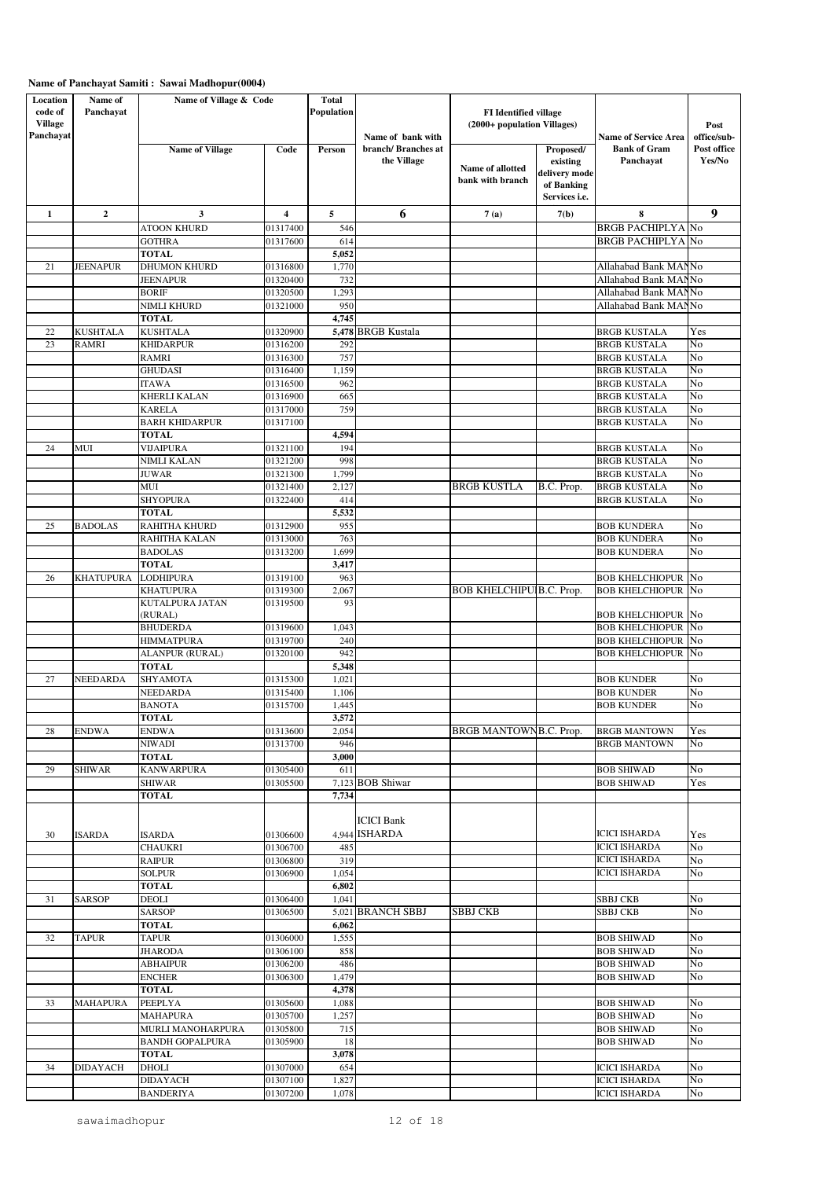**Name of Panchayat Samiti : Sawai Madhopur(0004)**

| Location code of Village Panchayat | Name of Panchayat | Name of Village & Code | | Total Population | Name of bank with branch/ Branches at the Village | FI Identified village (2000+ population Villages) | | Name of Service Area Bank of Gram Panchayat | Post office/sub-Post office Yes/No |
|---|---|---|---|---|---|---|---|---|---|
| | | Name of Village | Code | Person | | Name of allotted bank with branch | Proposed/ existing delivery mode of Banking Services i.e. | | |
| 1 | 2 | 3 | 4 | 5 | 6 | 7 (a) | 7(b) | 8 | 9 |
| | | ATOON KHURD | 01317400 | 546 | | | | BRGB PACHIPLYA | No |
| | | GOTHRA | 01317600 | 614 | | | | BRGB PACHIPLYA | No |
| | | TOTAL | | 5,052 | | | | | |
| 21 | JEENAPUR | DHUMON KHURD | 01316800 | 1,770 | | | | Allahabad Bank MAN | No |
| | | JEENAPUR | 01320400 | 732 | | | | Allahabad Bank MAN | No |
| | | BORIF | 01320500 | 1,293 | | | | Allahabad Bank MAN | No |
| | | NIMLI KHURD | 01321000 | 950 | | | | Allahabad Bank MAN | No |
| | | TOTAL | | 4,745 | | | | | |
| 22 | KUSHTALA | KUSHTALA | 01320900 | 5,478 | BRGB Kustala | | | BRGB KUSTALA | Yes |
| 23 | RAMRI | KHIDARPUR | 01316200 | 292 | | | | BRGB KUSTALA | No |
| | | RAMRI | 01316300 | 757 | | | | BRGB KUSTALA | No |
| | | GHUDASI | 01316400 | 1,159 | | | | BRGB KUSTALA | No |
| | | ITAWA | 01316500 | 962 | | | | BRGB KUSTALA | No |
| | | KHERLI KALAN | 01316900 | 665 | | | | BRGB KUSTALA | No |
| | | KARELA | 01317000 | 759 | | | | BRGB KUSTALA | No |
| | | BARH KHIDARPUR | 01317100 | | | | | BRGB KUSTALA | No |
| | | TOTAL | | 4,594 | | | | | |
| 24 | MUI | VIJAIPURA | 01321100 | 194 | | | | BRGB KUSTALA | No |
| | | NIMLI KALAN | 01321200 | 998 | | | | BRGB KUSTALA | No |
| | | JUWAR | 01321300 | 1,799 | | | | BRGB KUSTALA | No |
| | | MUI | 01321400 | 2,127 | | BRGB KUSTLA | B.C. Prop. | BRGB KUSTALA | No |
| | | SHYOPURA | 01322400 | 414 | | | | BRGB KUSTALA | No |
| | | TOTAL | | 5,532 | | | | | |
| 25 | BADOLAS | RAHITHA KHURD | 01312900 | 955 | | | | BOB KUNDERA | No |
| | | RAHITHA KALAN | 01313000 | 763 | | | | BOB KUNDERA | No |
| | | BADOLAS | 01313200 | 1,699 | | | | BOB KUNDERA | No |
| | | TOTAL | | 3,417 | | | | | |
| 26 | KHATUPURA | LODHIPURA | 01319100 | 963 | | | | BOB KHELCHIOPUR | No |
| | | KHATUPURA | 01319300 | 2,067 | | BOB KHELCHIPUI | B.C. Prop. | BOB KHELCHIOPUR | No |
| | | KUTALPURA JATAN (RURAL) | 01319500 | 93 | | | | BOB KHELCHIOPUR | No |
| | | BHUDERDA | 01319600 | 1,043 | | | | BOB KHELCHIOPUR | No |
| | | HIMMATPURA | 01319700 | 240 | | | | BOB KHELCHIOPUR | No |
| | | ALANPUR (RURAL) | 01320100 | 942 | | | | BOB KHELCHIOPUR | No |
| | | TOTAL | | 5,348 | | | | | |
| 27 | NEEDARDA | SHYAMOTA | 01315300 | 1,021 | | | | BOB KUNDER | No |
| | | NEEDARDA | 01315400 | 1,106 | | | | BOB KUNDER | No |
| | | BANOTA | 01315700 | 1,445 | | | | BOB KUNDER | No |
| | | TOTAL | | 3,572 | | | | | |
| 28 | ENDWA | ENDWA | 01313600 | 2,054 | | BRGB MANTOWN | B.C. Prop. | BRGB MANTOWN | Yes |
| | | NIWADI | 01313700 | 946 | | | | BRGB MANTOWN | No |
| | | TOTAL | | 3,000 | | | | | |
| 29 | SHIWAR | KANWARPURA | 01305400 | 611 | | | | BOB SHIWAD | No |
| | | SHIWAR | 01305500 | 7,123 | BOB Shiwar | | | BOB SHIWAD | Yes |
| | | TOTAL | | 7,734 | | | | | |
| 30 | ISARDA | ISARDA | 01306600 | 4,944 | ICICI Bank ISHARDA | | | ICICI ISHARDA | Yes |
| | | CHAUKRI | 01306700 | 485 | | | | ICICI ISHARDA | No |
| | | RAIPUR | 01306800 | 319 | | | | ICICI ISHARDA | No |
| | | SOLPUR | 01306900 | 1,054 | | | | ICICI ISHARDA | No |
| | | TOTAL | | 6,802 | | | | | |
| 31 | SARSOP | DEOLI | 01306400 | 1,041 | | | | SBBJ CKB | No |
| | | SARSOP | 01306500 | 5,021 | BRANCH SBBJ | SBBJ CKB | | SBBJ CKB | No |
| | | TOTAL | | 6,062 | | | | | |
| 32 | TAPUR | TAPUR | 01306000 | 1,555 | | | | BOB SHIWAD | No |
| | | JHARODA | 01306100 | 858 | | | | BOB SHIWAD | No |
| | | ABHAIPUR | 01306200 | 486 | | | | BOB SHIWAD | No |
| | | ENCHER | 01306300 | 1,479 | | | | BOB SHIWAD | No |
| | | TOTAL | | 4,378 | | | | | |
| 33 | MAHAPURA | PEEPLYA | 01305600 | 1,088 | | | | BOB SHIWAD | No |
| | | MAHAPURA | 01305700 | 1,257 | | | | BOB SHIWAD | No |
| | | MURLI MANOHARPURA | 01305800 | 715 | | | | BOB SHIWAD | No |
| | | BANDH GOPALPURA | 01305900 | 18 | | | | BOB SHIWAD | No |
| | | TOTAL | | 3,078 | | | | | |
| 34 | DIDAYACH | DHOLI | 01307000 | 654 | | | | ICICI ISHARDA | No |
| | | DIDAYACH | 01307100 | 1,827 | | | | ICICI ISHARDA | No |
| | | BANDERIYA | 01307200 | 1,078 | | | | ICICI ISHARDA | No |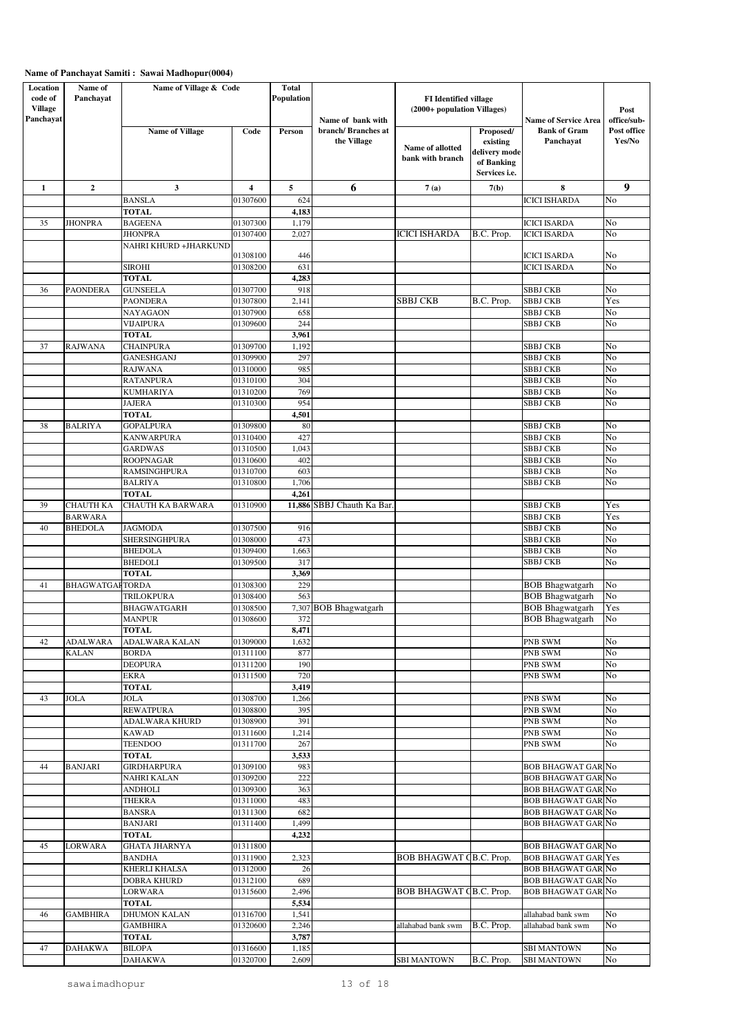**Name of Panchayat Samiti : Sawai Madhopur(0004)**

| Location code of Village Panchayat | Name of Panchayat | Name of Village & Code | | Total Population | Name of bank with branch/ Branches at the Village | FI Identified village (2000+ population Villages) | | Name of Service Area Bank of Gram Panchayat | Post office/sub-Post office Yes/No |
|---|---|---|---|---|---|---|---|---|---|
| | | Name of Village | Code | Person | | Name of allotted bank with branch | Proposed/ existing delivery mode of Banking Services i.e. | | |
| 1 | 2 | 3 | 4 | 5 | 6 | 7 (a) | 7(b) | 8 | 9 |
| | | BANSLA | 01307600 | 624 | | | | ICICI ISHARDA | No |
| | | TOTAL | | 4,183 | | | | | |
| 35 | JHONPRA | BAGEENA | 01307300 | 1,179 | | | | ICICI ISARDA | No |
| | | JHONPRA | 01307400 | 2,027 | | ICICI ISHARDA | B.C. Prop. | ICICI ISARDA | No |
| | | NAHRI KHURD +JHARKUND | 01308100 | 446 | | | | ICICI ISARDA | No |
| | | SIROHI | 01308200 | 631 | | | | ICICI ISARDA | No |
| | | TOTAL | | 4,283 | | | | | |
| 36 | PAONDERA | GUNSEELA | 01307700 | 918 | | | | SBBJ CKB | No |
| | | PAONDERA | 01307800 | 2,141 | | SBBJ CKB | B.C. Prop. | SBBJ CKB | Yes |
| | | NAYAGAON | 01307900 | 658 | | | | SBBJ CKB | No |
| | | VIJAIPURA | 01309600 | 244 | | | | SBBJ CKB | No |
| | | TOTAL | | 3,961 | | | | | |
| 37 | RAJWANA | CHAINPURA | 01309700 | 1,192 | | | | SBBJ CKB | No |
| | | GANESHGANJ | 01309900 | 297 | | | | SBBJ CKB | No |
| | | RAJWANA | 01310000 | 985 | | | | SBBJ CKB | No |
| | | RATANPURA | 01310100 | 304 | | | | SBBJ CKB | No |
| | | KUMHARIYA | 01310200 | 769 | | | | SBBJ CKB | No |
| | | JAJERA | 01310300 | 954 | | | | SBBJ CKB | No |
| | | TOTAL | | 4,501 | | | | | |
| 38 | BALRIYA | GOPALPURA | 01309800 | 80 | | | | SBBJ CKB | No |
| | | KANWARPURA | 01310400 | 427 | | | | SBBJ CKB | No |
| | | GARDWAS | 01310500 | 1,043 | | | | SBBJ CKB | No |
| | | ROOPNAGAR | 01310600 | 402 | | | | SBBJ CKB | No |
| | | RAMSINGHPURA | 01310700 | 603 | | | | SBBJ CKB | No |
| | | BALRIYA | 01310800 | 1,706 | | | | SBBJ CKB | No |
| | | TOTAL | | 4,261 | | | | | |
| 39 | CHAUTH KA BARWARA | CHAUTH KA BARWARA | 01310900 | **11,886** | SBBJ Chauth Ka Bar. | | | SBBJ CKB | Yes |
| | | | | | | | | SBBJ CKB | Yes |
| 40 | BHEDOLA | JAGMODA | 01307500 | 916 | | | | SBBJ CKB | No |
| | | SHERSINGHPURA | 01308000 | 473 | | | | SBBJ CKB | No |
| | | BHEDOLA | 01309400 | 1,663 | | | | SBBJ CKB | No |
| | | BHEDOLI | 01309500 | 317 | | | | SBBJ CKB | No |
| | | TOTAL | | 3,369 | | | | | |
| 41 | BHAGWATGARH | TORDA | 01308300 | 229 | | | | BOB Bhagwatgarh | No |
| | | TRILOKPURA | 01308400 | 563 | | | | BOB Bhagwatgarh | No |
| | | BHAGWATGARH | 01308500 | 7,307 | BOB Bhagwatgarh | | | BOB Bhagwatgarh | Yes |
| | | MANPUR | 01308600 | 372 | | | | BOB Bhagwatgarh | No |
| | | TOTAL | | 8,471 | | | | | |
| 42 | ADALWARA KALAN | ADALWARA KALAN | 01309000 | 1,632 | | | | PNB SWM | No |
| | | BORDA | 01311100 | 877 | | | | PNB SWM | No |
| | | DEOPURA | 01311200 | 190 | | | | PNB SWM | No |
| | | EKRA | 01311500 | 720 | | | | PNB SWM | No |
| | | TOTAL | | 3,419 | | | | | |
| 43 | JOLA | JOLA | 01308700 | 1,266 | | | | PNB SWM | No |
| | | REWATPURA | 01308800 | 395 | | | | PNB SWM | No |
| | | ADALWARA KHURD | 01308900 | 391 | | | | PNB SWM | No |
| | | KAWAD | 01311600 | 1,214 | | | | PNB SWM | No |
| | | TEENDOO | 01311700 | 267 | | | | PNB SWM | No |
| | | TOTAL | | 3,533 | | | | | |
| 44 | BANJARI | GIRDHARPURA | 01309100 | 983 | | | | BOB BHAGWAT GAR | No |
| | | NAHRI KALAN | 01309200 | 222 | | | | BOB BHAGWAT GAR | No |
| | | ANDHOLI | 01309300 | 363 | | | | BOB BHAGWAT GAR | No |
| | | THEKRA | 01311000 | 483 | | | | BOB BHAGWAT GAR | No |
| | | BANSRA | 01311300 | 682 | | | | BOB BHAGWAT GAR | No |
| | | BANJARI | 01311400 | 1,499 | | | | BOB BHAGWAT GAR | No |
| | | TOTAL | | 4,232 | | | | | |
| 45 | LORWARA | GHATA JHARNYA | 01311800 | | | | | BOB BHAGWAT GAR | No |
| | | BANDHA | 01311900 | 2,323 | | BOB BHAGWAT G | B.C. Prop. | BOB BHAGWAT GAR | Yes |
| | | KHERLI KHALSA | 01312000 | 26 | | | | BOB BHAGWAT GAR | No |
| | | DOBRA KHURD | 01312100 | 689 | | | | BOB BHAGWAT GAR | No |
| | | LORWARA | 01315600 | 2,496 | | BOB BHAGWAT G | B.C. Prop. | BOB BHAGWAT GAR | No |
| | | TOTAL | | 5,534 | | | | | |
| 46 | GAMBHIRA | DHUMON KALAN | 01316700 | 1,541 | | | | allahabad bank swm | No |
| | | GAMBHIRA | 01320600 | 2,246 | | allahabad bank swm | B.C. Prop. | allahabad bank swm | No |
| | | TOTAL | | 3,787 | | | | | |
| 47 | DAHAKWA | BILOPA | 01316600 | 1,185 | | | | SBI MANTOWN | No |
| | | DAHAKWA | 01320700 | 2,609 | | SBI MANTOWN | B.C. Prop. | SBI MANTOWN | No |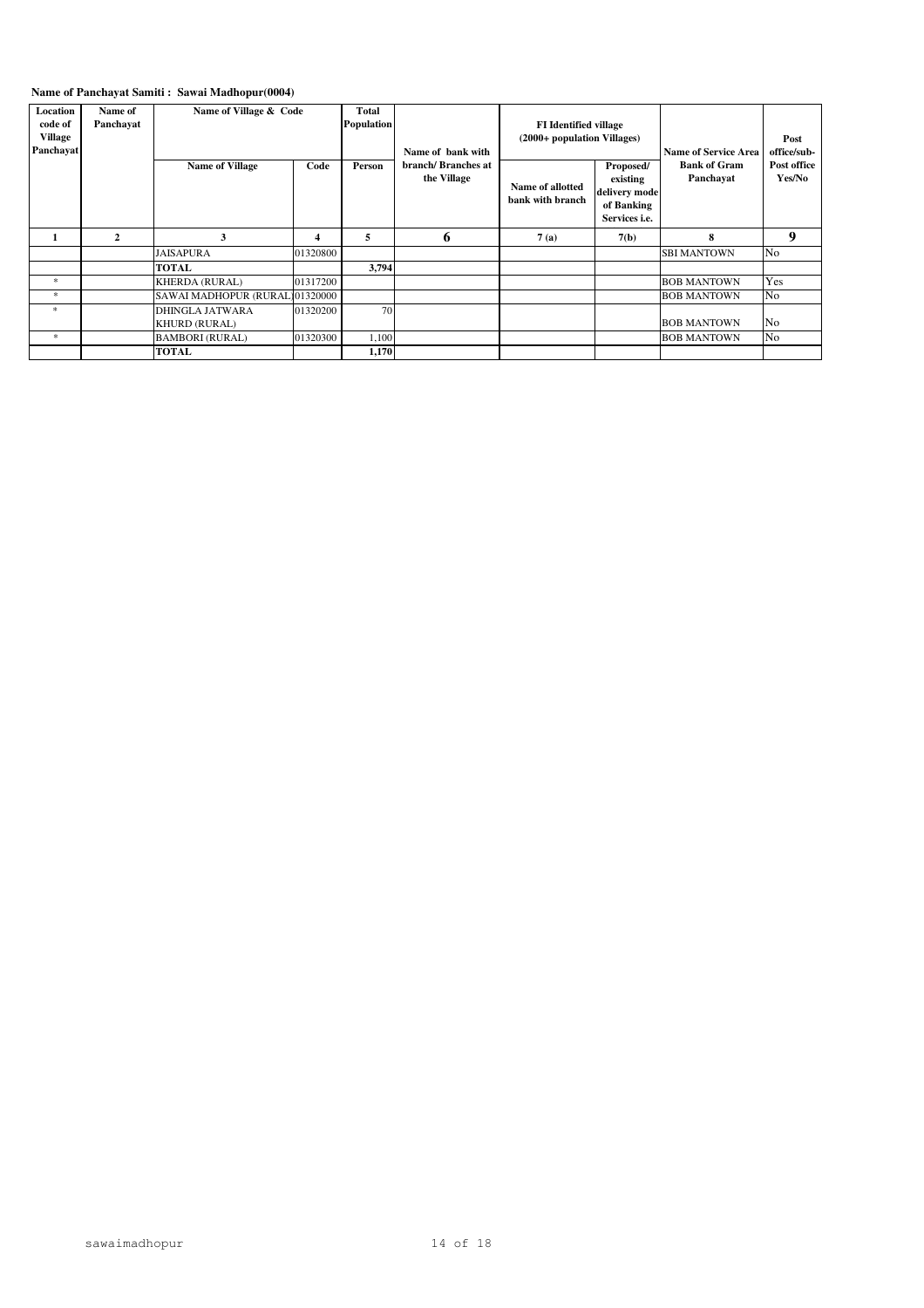**Name of Panchayat Samiti : Sawai Madhopur(0004)**

| Location code of Village Panchayat | Name of Panchayat | Name of Village & Code | | Total Population | Name of bank with branch/ Branches at the Village | FI Identified village (2000+ population Villages) | | Name of Service Area Bank of Gram Panchayat | Post office/sub-Post office Yes/No |
|---|---|---|---|---|---|---|---|---|---|
| | | Name of Village | Code | Person | | Name of allotted bank with branch | Proposed/ existing delivery mode of Banking Services i.e. | | |
| 1 | 2 | 3 | 4 | 5 | 6 | 7 (a) | 7(b) | 8 | 9 |
| | | JAISAPURA | 01320800 | | | | | SBI MANTOWN | No |
| | | **TOTAL** | | **3,794** | | | | | |
| * | | KHERDA (RURAL) | 01317200 | | | | | BOB MANTOWN | Yes |
| * | | SAWAI MADHOPUR (RURAL) | 01320000 | | | | | BOB MANTOWN | No |
| * | | DHINGLA JATWARA KHURD (RURAL) | 01320200 | 70 | | | | BOB MANTOWN | No |
| * | | BAMBORI (RURAL) | 01320300 | 1,100 | | | | BOB MANTOWN | No |
| | | **TOTAL** | | **1,170** | | | | | |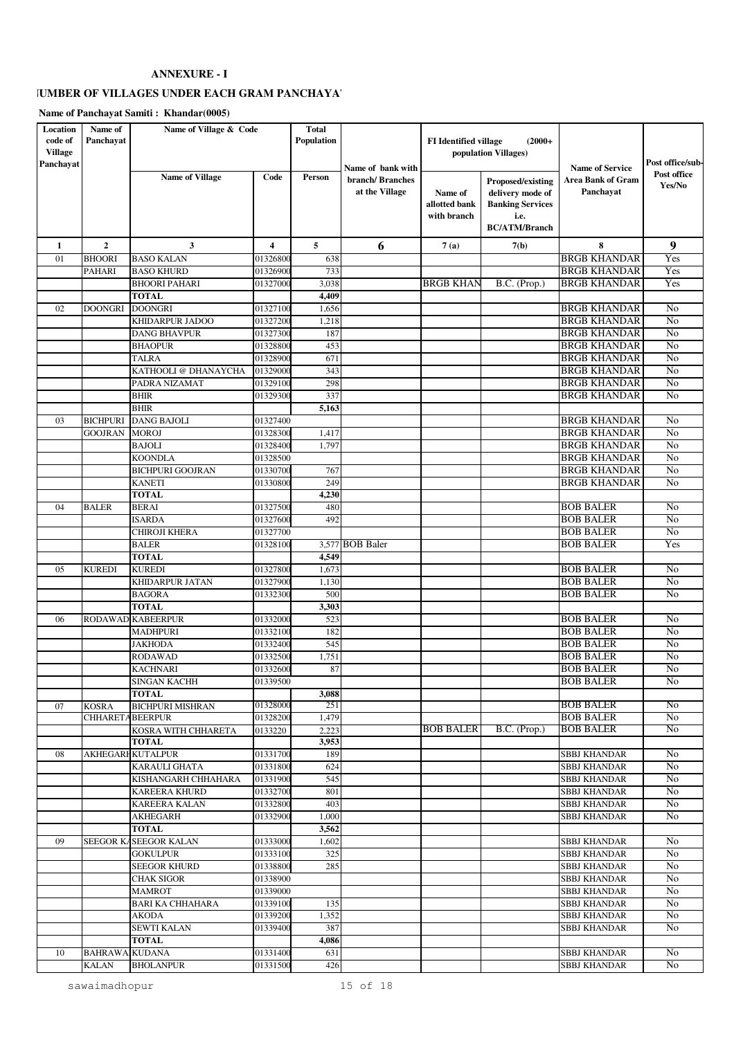## ANNEXURE - I

## NUMBER OF VILLAGES UNDER EACH GRAM PANCHAYAT

**Name of Panchayat Samiti : Khandar(0005)**

| Location code of Village Panchayat | Name of Panchayat | Name of Village & Code | | Total Population | Name of bank with branch/ Branches at the Village | FI Identified village (2000+ population Villages) | | Name of Service Area Bank of Gram Panchayat | Post office/sub-Post office Yes/No |
|---|---|---|---|---|---|---|---|---|---|
| | | Name of Village | Code | Person | | Name of allotted bank with branch | Proposed/existing delivery mode of Banking Services i.e. BC/ATM/Branch | | |
| 1 | 2 | 3 | 4 | 5 | 6 | 7 (a) | 7(b) | 8 | 9 |
| 01 | BHOORI | BASO KALAN | 01326800 | 638 | | | | BRGB KHANDAR | Yes |
| | PAHARI | BASO KHURD | 01326900 | 733 | | | | BRGB KHANDAR | Yes |
| | | BHOORI PAHARI | 01327000 | 3,038 | | BRGB KHAN | B.C. (Prop.) | BRGB KHANDAR | Yes |
| | | TOTAL | | 4,409 | | | | | |
| 02 | DOONGRI | DOONGRI | 01327100 | 1,656 | | | | BRGB KHANDAR | No |
| | | KHIDARPUR JADOO | 01327200 | 1,218 | | | | BRGB KHANDAR | No |
| | | DANG BHAVPUR | 01327300 | 187 | | | | BRGB KHANDAR | No |
| | | BHAOPUR | 01328800 | 453 | | | | BRGB KHANDAR | No |
| | | TALRA | 01328900 | 671 | | | | BRGB KHANDAR | No |
| | | KATHOOLI @ DHANAYCHA | 01329000 | 343 | | | | BRGB KHANDAR | No |
| | | PADRA NIZAMAT | 01329100 | 298 | | | | BRGB KHANDAR | No |
| | | BHIR | 01329300 | 337 | | | | BRGB KHANDAR | No |
| | | BHIR | | 5,163 | | | | | |
| 03 | BICHPURI | DANG BAJOLI | 01327400 | | | | | BRGB KHANDAR | No |
| | GOOJRAN | MOROJ | 01328300 | 1,417 | | | | BRGB KHANDAR | No |
| | | BAJOLI | 01328400 | 1,797 | | | | BRGB KHANDAR | No |
| | | KOONDLA | 01328500 | | | | | BRGB KHANDAR | No |
| | | BICHPURI GOOJRAN | 01330700 | 767 | | | | BRGB KHANDAR | No |
| | | KANETI | 01330800 | 249 | | | | BRGB KHANDAR | No |
| | | TOTAL | | 4,230 | | | | | |
| 04 | BALER | BERAI | 01327500 | 480 | | | | BOB BALER | No |
| | | ISARDA | 01327600 | 492 | | | | BOB BALER | No |
| | | CHIROJI KHERA | 01327700 | | | | | BOB BALER | No |
| | | BALER | 01328100 | 3,577 | BOB Baler | | | BOB BALER | Yes |
| | | TOTAL | | 4,549 | | | | | |
| 05 | KUREDI | KUREDI | 01327800 | 1,673 | | | | BOB BALER | No |
| | | KHIDARPUR JATAN | 01327900 | 1,130 | | | | BOB BALER | No |
| | | BAGORA | 01332300 | 500 | | | | BOB BALER | No |
| | | TOTAL | | 3,303 | | | | | |
| 06 | RODAWAD | KABEERPUR | 01332000 | 523 | | | | BOB BALER | No |
| | | MADHPURI | 01332100 | 182 | | | | BOB BALER | No |
| | | JAKHODA | 01332400 | 545 | | | | BOB BALER | No |
| | | RODAWAD | 01332500 | 1,751 | | | | BOB BALER | No |
| | | KACHNARI | 01332600 | 87 | | | | BOB BALER | No |
| | | SINGAN KACHH | 01339500 | | | | | BOB BALER | No |
| | | TOTAL | | 3,088 | | | | | |
| 07 | KOSRA | BICHPURI MISHRAN | 01328000 | 251 | | | | BOB BALER | No |
| | CHHARETA | BEERPUR | 01328200 | 1,479 | | | | BOB BALER | No |
| | | KOSRA WITH CHHARETA | 0133220 | 2,223 | | BOB BALER | B.C. (Prop.) | BOB BALER | No |
| | | TOTAL | | 3,953 | | | | | |
| 08 | AKHEGARH | KUTALPUR | 01331700 | 189 | | | | SBBJ KHANDAR | No |
| | | KARAULI GHATA | 01331800 | 624 | | | | SBBJ KHANDAR | No |
| | | KISHANGARH CHHAHARA | 01331900 | 545 | | | | SBBJ KHANDAR | No |
| | | KAREERA KHURD | 01332700 | 801 | | | | SBBJ KHANDAR | No |
| | | KAREERA KALAN | 01332800 | 403 | | | | SBBJ KHANDAR | No |
| | | AKHEGARH | 01332900 | 1,000 | | | | SBBJ KHANDAR | No |
| | | TOTAL | | 3,562 | | | | | |
| 09 | SEEGOR KA | SEEGOR KALAN | 01333000 | 1,602 | | | | SBBJ KHANDAR | No |
| | | GOKULPUR | 01333100 | 325 | | | | SBBJ KHANDAR | No |
| | | SEEGOR KHURD | 01338800 | 285 | | | | SBBJ KHANDAR | No |
| | | CHAK SIGOR | 01338900 | | | | | SBBJ KHANDAR | No |
| | | MAMROT | 01339000 | | | | | SBBJ KHANDAR | No |
| | | BARI KA CHHAHARA | 01339100 | 135 | | | | SBBJ KHANDAR | No |
| | | AKODA | 01339200 | 1,352 | | | | SBBJ KHANDAR | No |
| | | SEWTI KALAN | 01339400 | 387 | | | | SBBJ KHANDAR | No |
| | | TOTAL | | 4,086 | | | | | |
| 10 | BAHRAWA | KUDANA | 01331400 | 631 | | | | SBBJ KHANDAR | No |
| | KALAN | BHOLANPUR | 01331500 | 426 | | | | SBBJ KHANDAR | No |

sawaimadhopur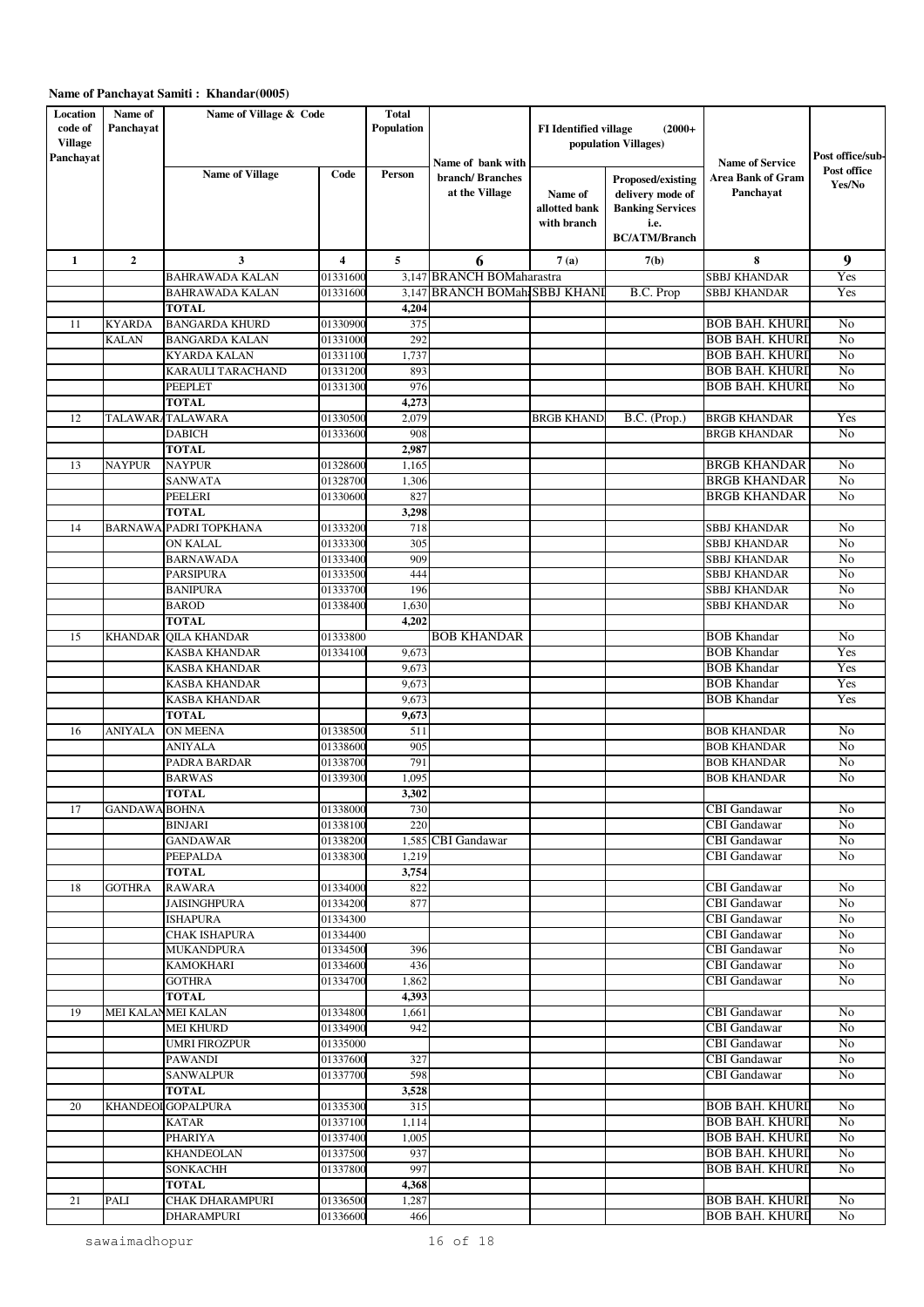**Name of Panchayat Samiti : Khandar(0005)**

| Location code of Village Panchayat | Name of Panchayat | Name of Village & Code | | Total Population | Name of bank with branch/ Branches at the Village | FI Identified village (2000+ population Villages) | | Name of Service Area Bank of Gram Panchayat | Post office/sub-Post office Yes/No |
|---|---|---|---|---|---|---|---|---|---|
| | | Name of Village | Code | Person | | Name of allotted bank with branch | Proposed/existing delivery mode of Banking Services i.e. BC/ATM/Branch | | |
| 1 | 2 | 3 | 4 | 5 | 6 | 7 (a) | 7(b) | 8 | 9 |
| | | BAHRAWADA KALAN | 01331600 | 3,147 | BRANCH BOMaharastra | | | SBBJ KHANDAR | Yes |
| | | BAHRAWADA KALAN | 01331600 | 3,147 | BRANCH BOMah | SBBJ KHANI | B.C. Prop | SBBJ KHANDAR | Yes |
| | | TOTAL | | 4,204 | | | | | |
| 11 | KYARDA KALAN | BANGARDA KHURD | 01330900 | 375 | | | | BOB BAH. KHURI | No |
| | | BANGARDA KALAN | 01331000 | 292 | | | | BOB BAH. KHURI | No |
| | | KYARDA KALAN | 01331100 | 1,737 | | | | BOB BAH. KHURI | No |
| | | KARAULI TARACHAND | 01331200 | 893 | | | | BOB BAH. KHURI | No |
| | | PEEPLET | 01331300 | 976 | | | | BOB BAH. KHURI | No |
| | | TOTAL | | 4,273 | | | | | |
| 12 | TALAWAR/ | TALAWARA | 01330500 | 2,079 | | BRGB KHAND | B.C. (Prop.) | BRGB KHANDAR | Yes |
| | | DABICH | 01333600 | 908 | | | | BRGB KHANDAR | No |
| | | TOTAL | | 2,987 | | | | | |
| 13 | NAYPUR | NAYPUR | 01328600 | 1,165 | | | | BRGB KHANDAR | No |
| | | SANWATA | 01328700 | 1,306 | | | | BRGB KHANDAR | No |
| | | PEELERI | 01330600 | 827 | | | | BRGB KHANDAR | No |
| | | TOTAL | | 3,298 | | | | | |
| 14 | BARNAWA | PADRI TOPKHANA | 01333200 | 718 | | | | SBBJ KHANDAR | No |
| | | ON KALAL | 01333300 | 305 | | | | SBBJ KHANDAR | No |
| | | BARNAWADA | 01333400 | 909 | | | | SBBJ KHANDAR | No |
| | | PARSIPURA | 01333500 | 444 | | | | SBBJ KHANDAR | No |
| | | BANIPURA | 01333700 | 196 | | | | SBBJ KHANDAR | No |
| | | BAROD | 01338400 | 1,630 | | | | SBBJ KHANDAR | No |
| | | TOTAL | | 4,202 | | | | | |
| 15 | KHANDAR | QILA KHANDAR | 01333800 | | BOB KHANDAR | | | BOB Khandar | No |
| | | KASBA KHANDAR | 01334100 | 9,673 | | | | BOB Khandar | Yes |
| | | KASBA KHANDAR | | 9,673 | | | | BOB Khandar | Yes |
| | | KASBA KHANDAR | | 9,673 | | | | BOB Khandar | Yes |
| | | KASBA KHANDAR | | 9,673 | | | | BOB Khandar | Yes |
| | | TOTAL | | 9,673 | | | | | |
| 16 | ANIYALA | ON MEENA | 01338500 | 511 | | | | BOB KHANDAR | No |
| | | ANIYALA | 01338600 | 905 | | | | BOB KHANDAR | No |
| | | PADRA BARDAR | 01338700 | 791 | | | | BOB KHANDAR | No |
| | | BARWAS | 01339300 | 1,095 | | | | BOB KHANDAR | No |
| | | TOTAL | | 3,302 | | | | | |
| 17 | GANDAWA | BOHNA | 01338000 | 730 | | | | CBI Gandawar | No |
| | | BINJARI | 01338100 | 220 | | | | CBI Gandawar | No |
| | | GANDAWAR | 01338200 | 1,585 | CBI Gandawar | | | CBI Gandawar | No |
| | | PEEPALDA | 01338300 | 1,219 | | | | CBI Gandawar | No |
| | | TOTAL | | 3,754 | | | | | |
| 18 | GOTHRA | RAWARA | 01334000 | 822 | | | | CBI Gandawar | No |
| | | JAISINGHPURA | 01334200 | 877 | | | | CBI Gandawar | No |
| | | ISHAPURA | 01334300 | | | | | CBI Gandawar | No |
| | | CHAK ISHAPURA | 01334400 | | | | | CBI Gandawar | No |
| | | MUKANDPURA | 01334500 | 396 | | | | CBI Gandawar | No |
| | | KAMOKHARI | 01334600 | 436 | | | | CBI Gandawar | No |
| | | GOTHRA | 01334700 | 1,862 | | | | CBI Gandawar | No |
| | | TOTAL | | 4,393 | | | | | |
| 19 | MEI KALAN | MEI KALAN | 01334800 | 1,661 | | | | CBI Gandawar | No |
| | | MEI KHURD | 01334900 | 942 | | | | CBI Gandawar | No |
| | | UMRI FIROZPUR | 01335000 | | | | | CBI Gandawar | No |
| | | PAWANDI | 01337600 | 327 | | | | CBI Gandawar | No |
| | | SANWALPUR | 01337700 | 598 | | | | CBI Gandawar | No |
| | | TOTAL | | 3,528 | | | | | |
| 20 | KHANDEOI | GOPALPURA | 01335300 | 315 | | | | BOB BAH. KHURI | No |
| | | KATAR | 01337100 | 1,114 | | | | BOB BAH. KHURI | No |
| | | PHARIYA | 01337400 | 1,005 | | | | BOB BAH. KHURI | No |
| | | KHANDEOLAN | 01337500 | 937 | | | | BOB BAH. KHURI | No |
| | | SONKACHH | 01337800 | 997 | | | | BOB BAH. KHURI | No |
| | | TOTAL | | 4,368 | | | | | |
| 21 | PALI | CHAK DHARAMPURI | 01336500 | 1,287 | | | | BOB BAH. KHURI | No |
| | | DHARAMPURI | 01336600 | 466 | | | | BOB BAH. KHURI | No |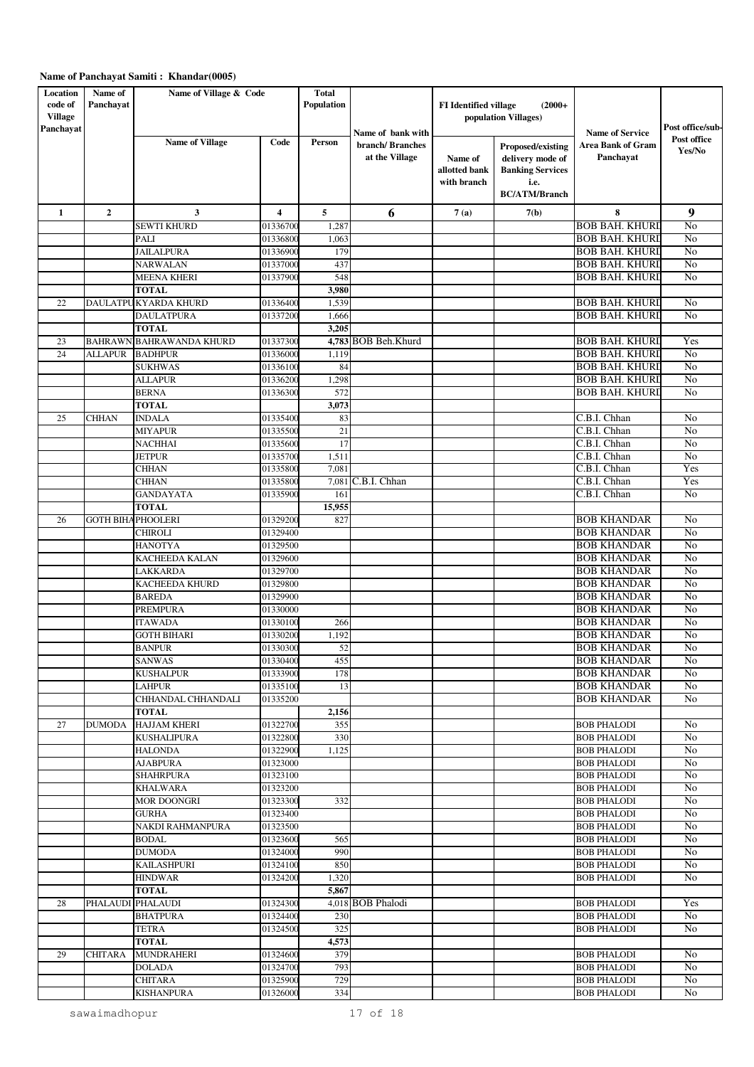**Name of Panchayat Samiti : Khandar(0005)**

| Location code of Village Panchayat | Name of Panchayat | Name of Village & Code | | Total Population | Name of bank with branch/ Branches at the Village | FI Identified village (2000+ population Villages) | | Name of Service Area Bank of Gram Panchayat | Post office/sub-Post office Yes/No |
|---|---|---|---|---|---|---|---|---|---|
| | | Name of Village | Code | Person | | Name of allotted bank with branch | Proposed/existing delivery mode of Banking Services i.e. BC/ATM/Branch | | |
| 1 | 2 | 3 | 4 | 5 | 6 | 7 (a) | 7(b) | 8 | 9 |
| | | SEWTI KHURD | 01336700 | 1,287 | | | | BOB BAH. KHURD | No |
| | | PALI | 01336800 | 1,063 | | | | BOB BAH. KHURD | No |
| | | JAILALPURA | 01336900 | 179 | | | | BOB BAH. KHURD | No |
| | | NARWALAN | 01337000 | 437 | | | | BOB BAH. KHURD | No |
| | | MEENA KHERI | 01337900 | 548 | | | | BOB BAH. KHURD | No |
| | | **TOTAL** | | **3,980** | | | | | |
| 22 | DAULATPU | KYARDA KHURD | 01336400 | 1,539 | | | | BOB BAH. KHURD | No |
| | | DAULATPURA | 01337200 | 1,666 | | | | BOB BAH. KHURD | No |
| | | **TOTAL** | | **3,205** | | | | | |
| 23 | BAHRAWN | BAHRAWANDA KHURD | 01337300 | **4,783** | BOB Beh.Khurd | | | BOB BAH. KHURD | Yes |
| 24 | ALLAPUR | BADHPUR | 01336000 | 1,119 | | | | BOB BAH. KHURD | No |
| | | SUKHWAS | 01336100 | 84 | | | | BOB BAH. KHURD | No |
| | | ALLAPUR | 01336200 | 1,298 | | | | BOB BAH. KHURD | No |
| | | BERNA | 01336300 | 572 | | | | BOB BAH. KHURD | No |
| | | **TOTAL** | | **3,073** | | | | | |
| 25 | CHHAN | INDALA | 01335400 | 83 | | | | C.B.I. Chhan | No |
| | | MIYAPUR | 01335500 | 21 | | | | C.B.I. Chhan | No |
| | | NACHHAI | 01335600 | 17 | | | | C.B.I. Chhan | No |
| | | JETPUR | 01335700 | 1,511 | | | | C.B.I. Chhan | No |
| | | CHHAN | 01335800 | 7,081 | | | | C.B.I. Chhan | Yes |
| | | CHHAN | 01335800 | 7,081 | C.B.I. Chhan | | | C.B.I. Chhan | Yes |
| | | GANDAYATA | 01335900 | 161 | | | | C.B.I. Chhan | No |
| | | **TOTAL** | | **15,955** | | | | | |
| 26 | GOTH BIHA | PHOOLERI | 01329200 | 827 | | | | BOB KHANDAR | No |
| | | CHIROLI | 01329400 | | | | | BOB KHANDAR | No |
| | | HANOTYA | 01329500 | | | | | BOB KHANDAR | No |
| | | KACHEEDA KALAN | 01329600 | | | | | BOB KHANDAR | No |
| | | LAKKARDA | 01329700 | | | | | BOB KHANDAR | No |
| | | KACHEEDA KHURD | 01329800 | | | | | BOB KHANDAR | No |
| | | BAREDA | 01329900 | | | | | BOB KHANDAR | No |
| | | PREMPURA | 01330000 | | | | | BOB KHANDAR | No |
| | | ITAWADA | 01330100 | 266 | | | | BOB KHANDAR | No |
| | | GOTH BIHARI | 01330200 | 1,192 | | | | BOB KHANDAR | No |
| | | BANPUR | 01330300 | 52 | | | | BOB KHANDAR | No |
| | | SANWAS | 01330400 | 455 | | | | BOB KHANDAR | No |
| | | KUSHALPUR | 01333900 | 178 | | | | BOB KHANDAR | No |
| | | LAHPUR | 01335100 | 13 | | | | BOB KHANDAR | No |
| | | CHHANDAL CHHANDALI | 01335200 | | | | | BOB KHANDAR | No |
| | | **TOTAL** | | **2,156** | | | | | |
| 27 | DUMODA | HAJJAM KHERI | 01322700 | 355 | | | | BOB PHALODI | No |
| | | KUSHALIPURA | 01322800 | 330 | | | | BOB PHALODI | No |
| | | HALONDA | 01322900 | 1,125 | | | | BOB PHALODI | No |
| | | AJABPURA | 01323000 | | | | | BOB PHALODI | No |
| | | SHAHRPURA | 01323100 | | | | | BOB PHALODI | No |
| | | KHALWARA | 01323200 | | | | | BOB PHALODI | No |
| | | MOR DOONGRI | 01323300 | 332 | | | | BOB PHALODI | No |
| | | GURHA | 01323400 | | | | | BOB PHALODI | No |
| | | NAKDI RAHMANPURA | 01323500 | | | | | BOB PHALODI | No |
| | | BODAL | 01323600 | 565 | | | | BOB PHALODI | No |
| | | DUMODA | 01324000 | 990 | | | | BOB PHALODI | No |
| | | KAILASHPURI | 01324100 | 850 | | | | BOB PHALODI | No |
| | | HINDWAR | 01324200 | 1,320 | | | | BOB PHALODI | No |
| | | **TOTAL** | | **5,867** | | | | | |
| 28 | PHALAUDI | PHALAUDI | 01324300 | 4,018 | BOB Phalodi | | | BOB PHALODI | Yes |
| | | BHATPURA | 01324400 | 230 | | | | BOB PHALODI | No |
| | | TETRA | 01324500 | 325 | | | | BOB PHALODI | No |
| | | **TOTAL** | | **4,573** | | | | | |
| 29 | CHITARA | MUNDRAHERI | 01324600 | 379 | | | | BOB PHALODI | No |
| | | DOLADA | 01324700 | 793 | | | | BOB PHALODI | No |
| | | CHITARA | 01325900 | 729 | | | | BOB PHALODI | No |
| | | KISHANPURA | 01326000 | 334 | | | | BOB PHALODI | No |

sawaimadhopur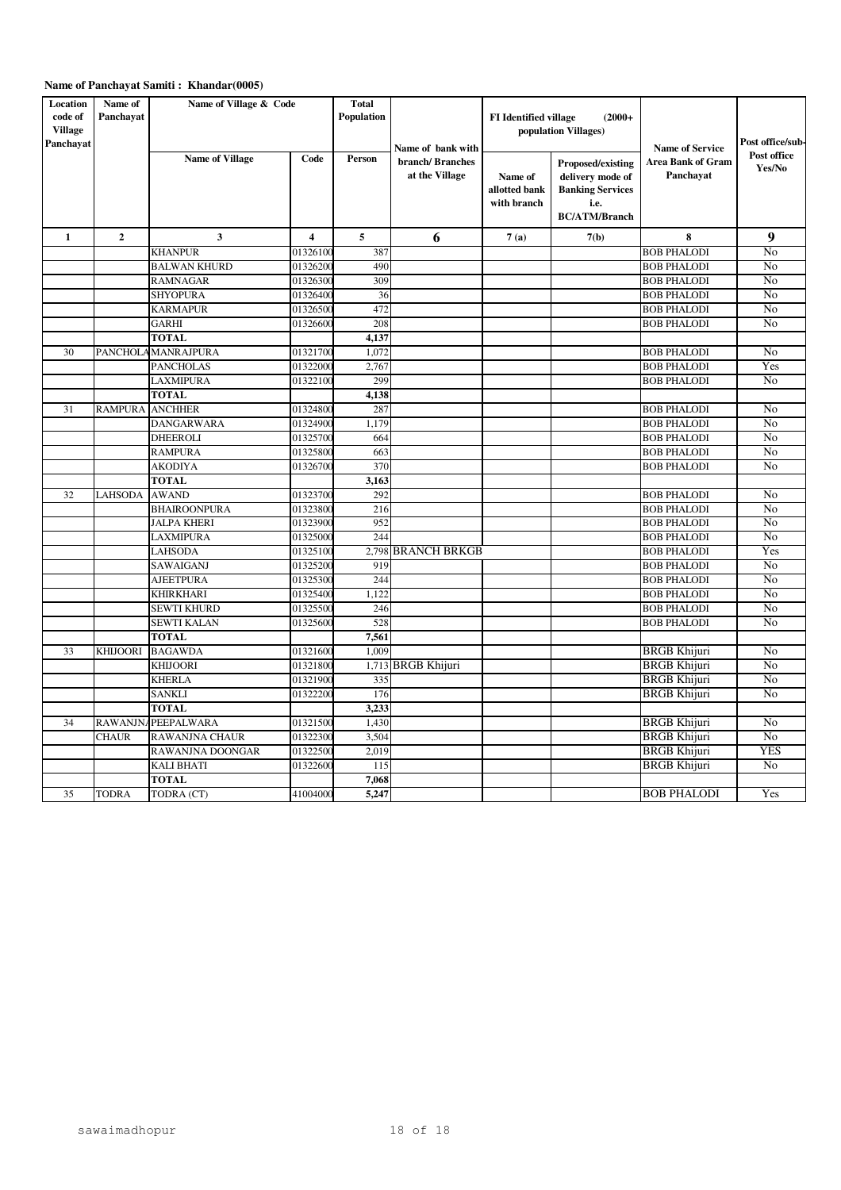**Name of Panchayat Samiti : Khandar(0005)**

| Location code of Village Panchayat | Name of Panchayat | Name of Village & Code | | Total Population | Name of bank with branch/ Branches at the Village | FI Identified village (2000+ population Villages) | | Name of Service Area Bank of Gram Panchayat | Post office/sub-Post office Yes/No |
|---|---|---|---|---|---|---|---|---|---|
| | | Name of Village | Code | Person | | Name of allotted bank with branch | Proposed/existing delivery mode of Banking Services i.e. BC/ATM/Branch | | |
| 1 | 2 | 3 | 4 | 5 | 6 | 7 (a) | 7(b) | 8 | 9 |
| | | KHANPUR | 01326100 | 387 | | | | BOB PHALODI | No |
| | | BALWAN KHURD | 01326200 | 490 | | | | BOB PHALODI | No |
| | | RAMNAGAR | 01326300 | 309 | | | | BOB PHALODI | No |
| | | SHYOPURA | 01326400 | 36 | | | | BOB PHALODI | No |
| | | KARMAPUR | 01326500 | 472 | | | | BOB PHALODI | No |
| | | GARHI | 01326600 | 208 | | | | BOB PHALODI | No |
| | | TOTAL | | 4,137 | | | | | |
| 30 | PANCHOLA | MANRAJPURA | 01321700 | 1,072 | | | | BOB PHALODI | No |
| | | PANCHOLAS | 01322000 | 2,767 | | | | BOB PHALODI | Yes |
| | | LAXMIPURA | 01322100 | 299 | | | | BOB PHALODI | No |
| | | TOTAL | | 4,138 | | | | | |
| 31 | RAMPURA | ANCHHER | 01324800 | 287 | | | | BOB PHALODI | No |
| | | DANGARWARA | 01324900 | 1,179 | | | | BOB PHALODI | No |
| | | DHEEROLI | 01325700 | 664 | | | | BOB PHALODI | No |
| | | RAMPURA | 01325800 | 663 | | | | BOB PHALODI | No |
| | | AKODIYA | 01326700 | 370 | | | | BOB PHALODI | No |
| | | TOTAL | | 3,163 | | | | | |
| 32 | LAHSODA | AWAND | 01323700 | 292 | | | | BOB PHALODI | No |
| | | BHAIROONPURA | 01323800 | 216 | | | | BOB PHALODI | No |
| | | JALPA KHERI | 01323900 | 952 | | | | BOB PHALODI | No |
| | | LAXMIPURA | 01325000 | 244 | | | | BOB PHALODI | No |
| | | LAHSODA | 01325100 | 2,798 | BRANCH BRKGB | | | BOB PHALODI | Yes |
| | | SAWAIGANJ | 01325200 | 919 | | | | BOB PHALODI | No |
| | | AJEETPURA | 01325300 | 244 | | | | BOB PHALODI | No |
| | | KHIRKHARI | 01325400 | 1,122 | | | | BOB PHALODI | No |
| | | SEWTI KHURD | 01325500 | 246 | | | | BOB PHALODI | No |
| | | SEWTI KALAN | 01325600 | 528 | | | | BOB PHALODI | No |
| | | TOTAL | | 7,561 | | | | | |
| 33 | KHIJOORI | BAGAWDA | 01321600 | 1,009 | | | | BRGB Khijuri | No |
| | | KHIJOORI | 01321800 | 1,713 | BRGB Khijuri | | | BRGB Khijuri | No |
| | | KHERLA | 01321900 | 335 | | | | BRGB Khijuri | No |
| | | SANKLI | 01322200 | 176 | | | | BRGB Khijuri | No |
| | | TOTAL | | 3,233 | | | | | |
| 34 | RAWANJNA CHAUR | PEEPALWARA | 01321500 | 1,430 | | | | BRGB Khijuri | No |
| | | RAWANJNA CHAUR | 01322300 | 3,504 | | | | BRGB Khijuri | No |
| | | RAWANJNA DOONGAR | 01322500 | 2,019 | | | | BRGB Khijuri | YES |
| | | KALI BHATI | 01322600 | 115 | | | | BRGB Khijuri | No |
| | | TOTAL | | 7,068 | | | | | |
| 35 | TODRA | TODRA (CT) | 41004000 | 5,247 | | | | BOB PHALODI | Yes |

sawaimadhopur